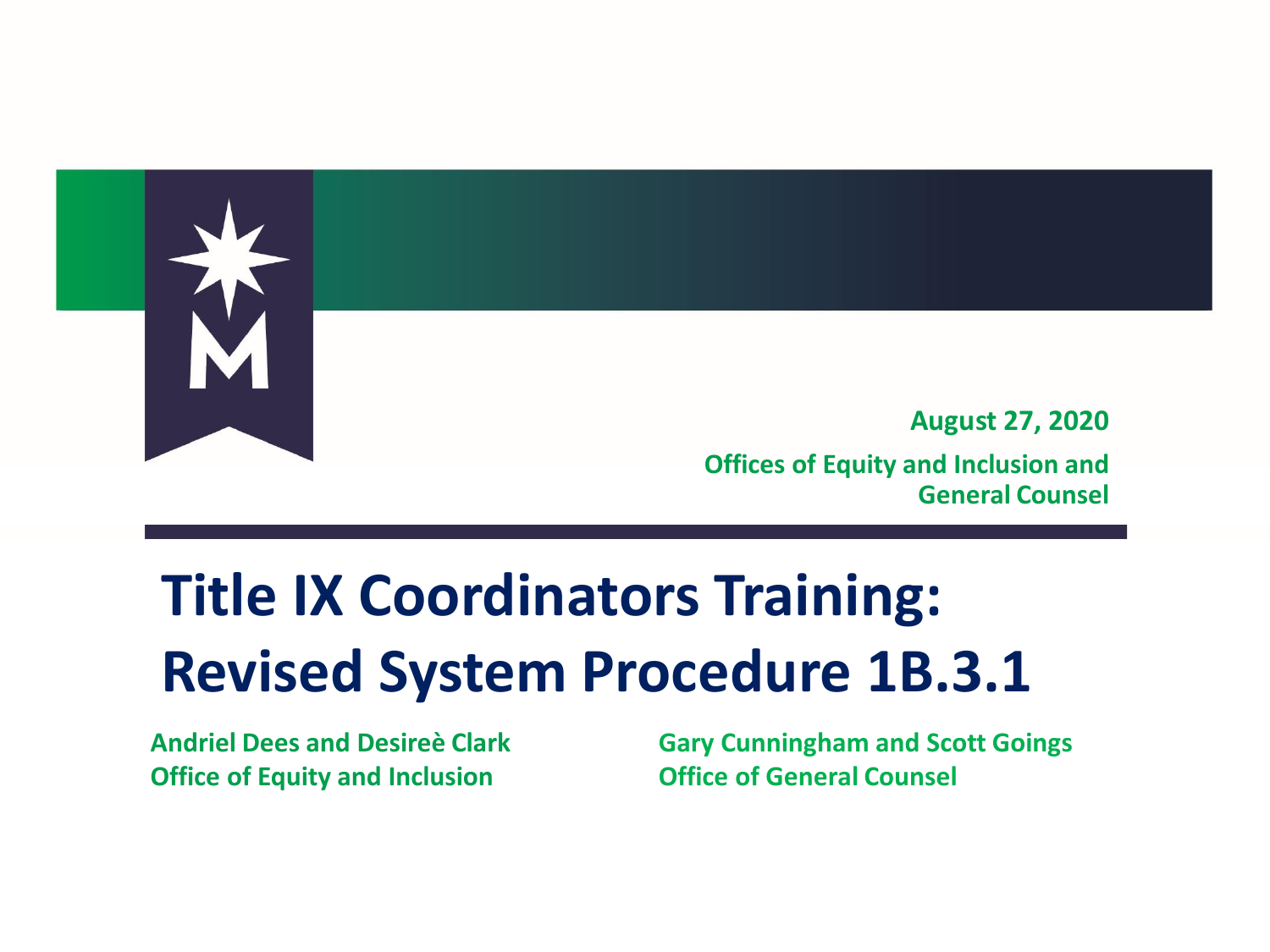August 27, 2020

Offices of Equity and Inclusion and General Counsel

# Title IX Coordinators Training: Revised System Procedure 1B.3.1

**Andriel Dees and Desireè Clark**
**Office of Equity and Inclusion**

**Gary Cunningham and Scott Goings**
**Office of General Counsel**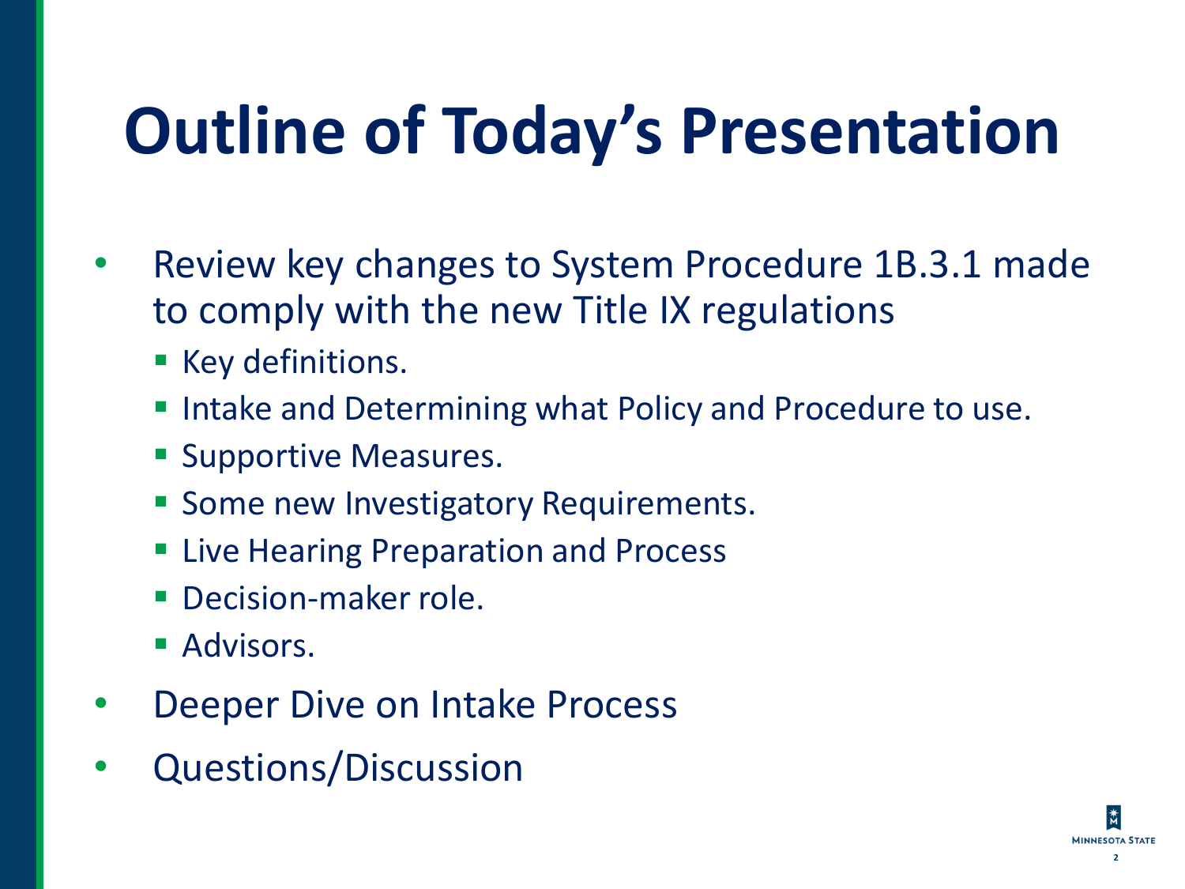# Outline of Today's Presentation

- Review key changes to System Procedure 1B.3.1 made to comply with the new Title IX regulations
  - Key definitions.
  - Intake and Determining what Policy and Procedure to use.
  - Supportive Measures.
  - Some new Investigatory Requirements.
  - Live Hearing Preparation and Process
  - Decision-maker role.
  - Advisors.
- Deeper Dive on Intake Process
- Questions/Discussion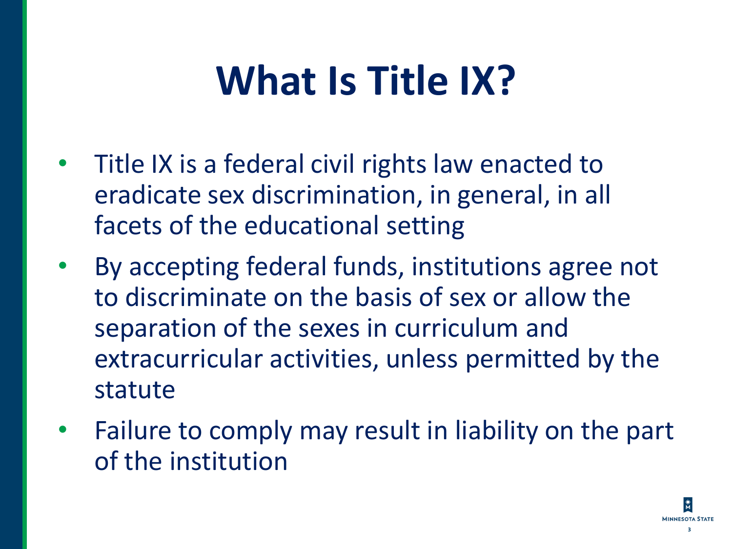# What Is Title IX?

- Title IX is a federal civil rights law enacted to eradicate sex discrimination, in general, in all facets of the educational setting
- By accepting federal funds, institutions agree not to discriminate on the basis of sex or allow the separation of the sexes in curriculum and extracurricular activities, unless permitted by the statute
- Failure to comply may result in liability on the part of the institution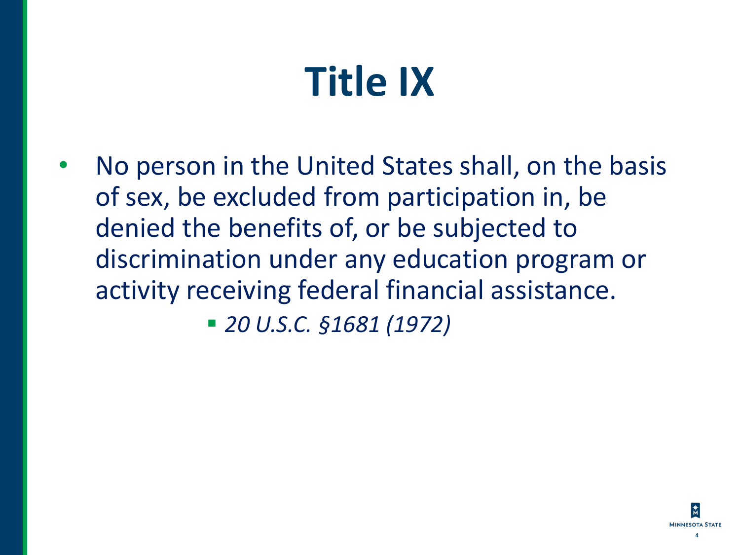# Title IX

- No person in the United States shall, on the basis of sex, be excluded from participation in, be denied the benefits of, or be subjected to discrimination under any education program or activity receiving federal financial assistance.
  - *20 U.S.C. §1681 (1972)*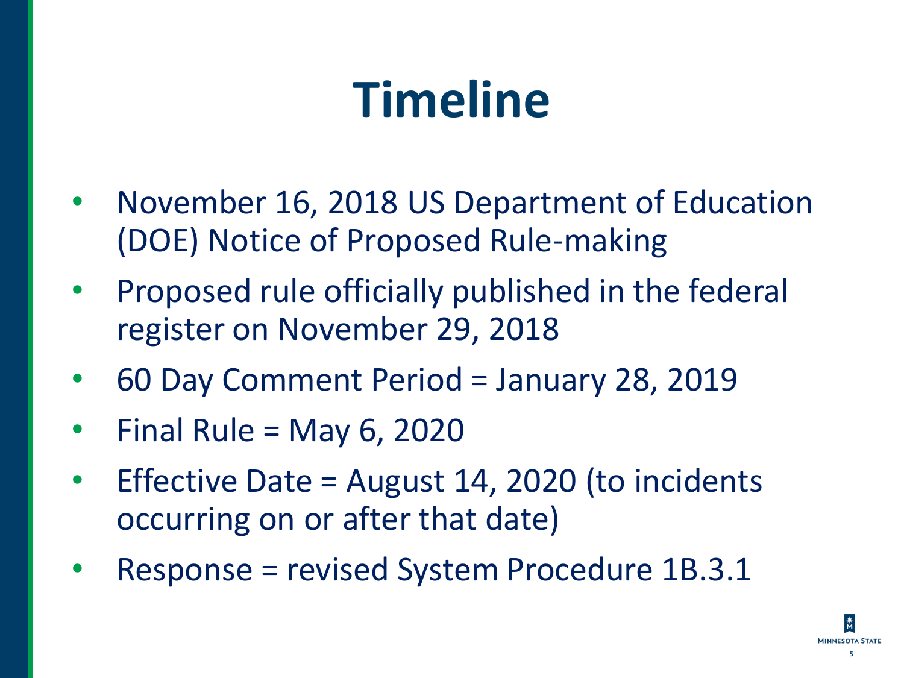# Timeline

- November 16, 2018 US Department of Education (DOE) Notice of Proposed Rule-making
- Proposed rule officially published in the federal register on November 29, 2018
- 60 Day Comment Period = January 28, 2019
- Final Rule = May 6, 2020
- Effective Date = August 14, 2020 (to incidents occurring on or after that date)
- Response = revised System Procedure 1B.3.1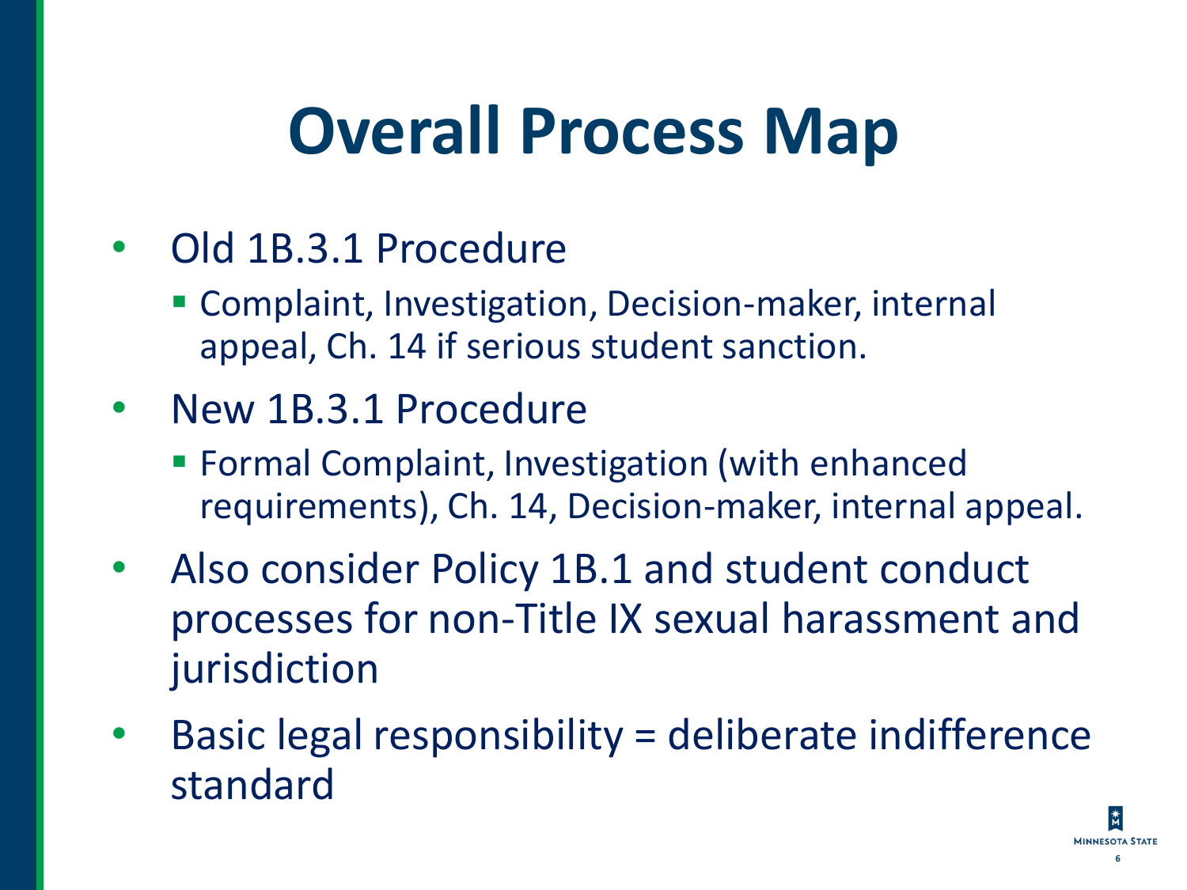# Overall Process Map

- Old 1B.3.1 Procedure
  - Complaint, Investigation, Decision-maker, internal appeal, Ch. 14 if serious student sanction.
- New 1B.3.1 Procedure
  - Formal Complaint, Investigation (with enhanced requirements), Ch. 14, Decision-maker, internal appeal.
- Also consider Policy 1B.1 and student conduct processes for non-Title IX sexual harassment and jurisdiction
- Basic legal responsibility = deliberate indifference standard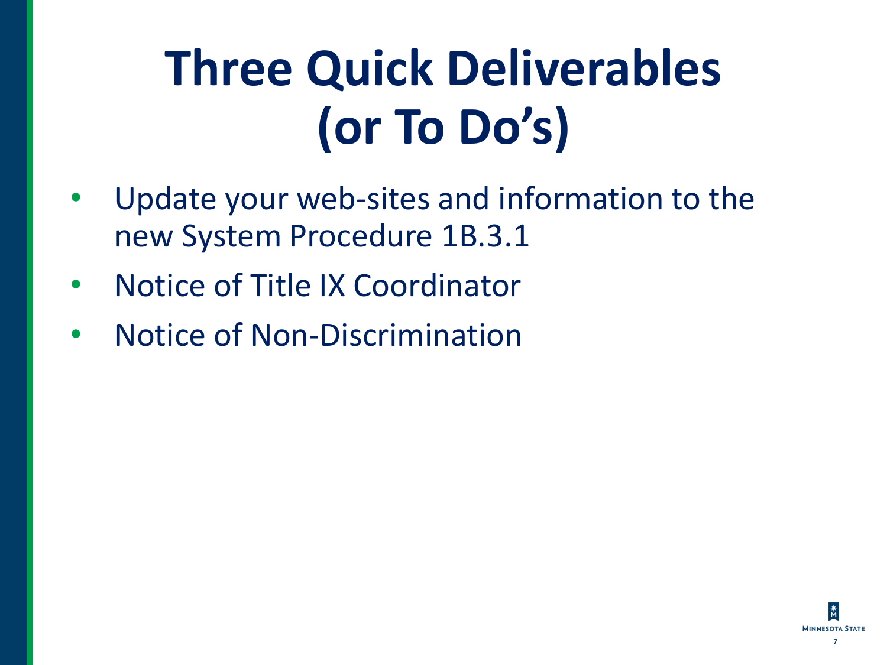# Three Quick Deliverables (or To Do's)

- Update your web-sites and information to the new System Procedure 1B.3.1
- Notice of Title IX Coordinator
- Notice of Non-Discrimination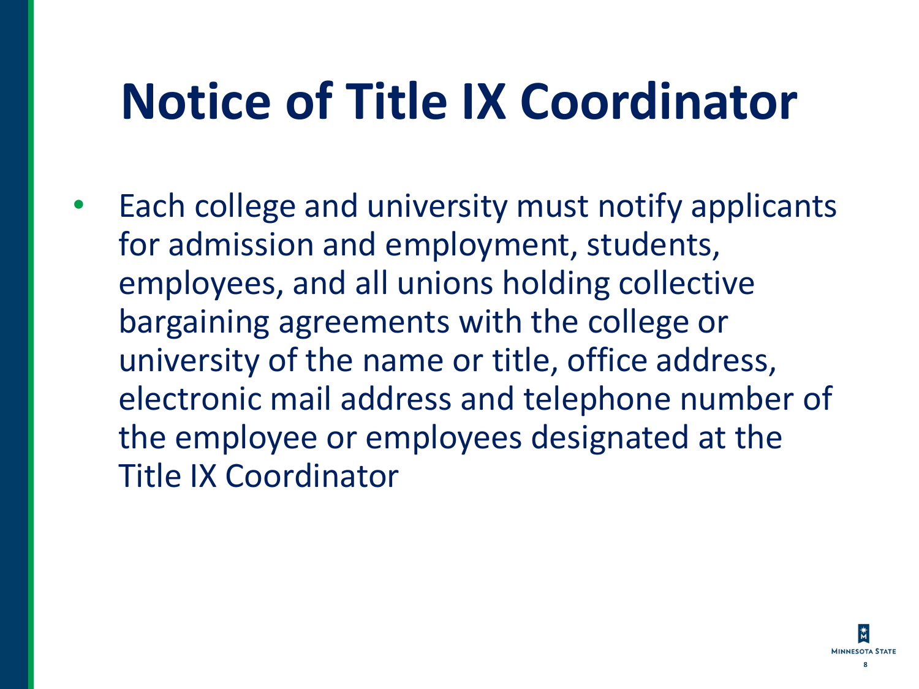# Notice of Title IX Coordinator

- Each college and university must notify applicants for admission and employment, students, employees, and all unions holding collective bargaining agreements with the college or university of the name or title, office address, electronic mail address and telephone number of the employee or employees designated at the Title IX Coordinator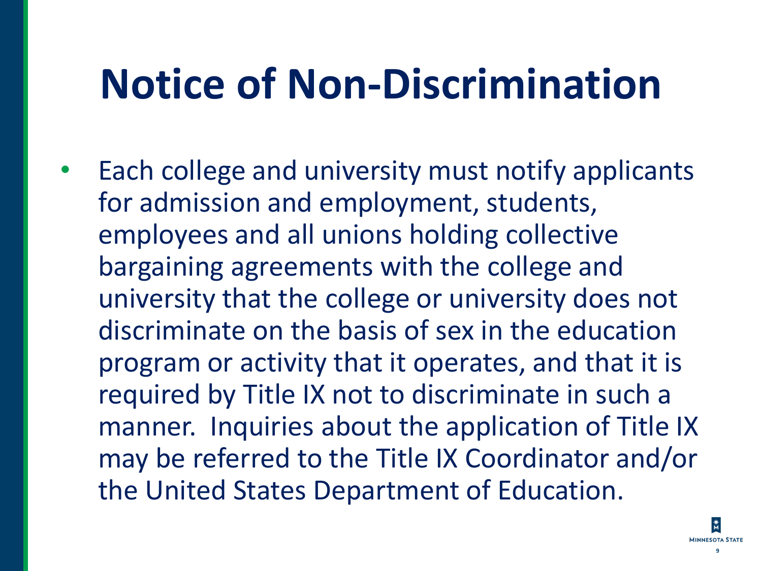# Notice of Non-Discrimination

- Each college and university must notify applicants for admission and employment, students, employees and all unions holding collective bargaining agreements with the college and university that the college or university does not discriminate on the basis of sex in the education program or activity that it operates, and that it is required by Title IX not to discriminate in such a manner. Inquiries about the application of Title IX may be referred to the Title IX Coordinator and/or the United States Department of Education.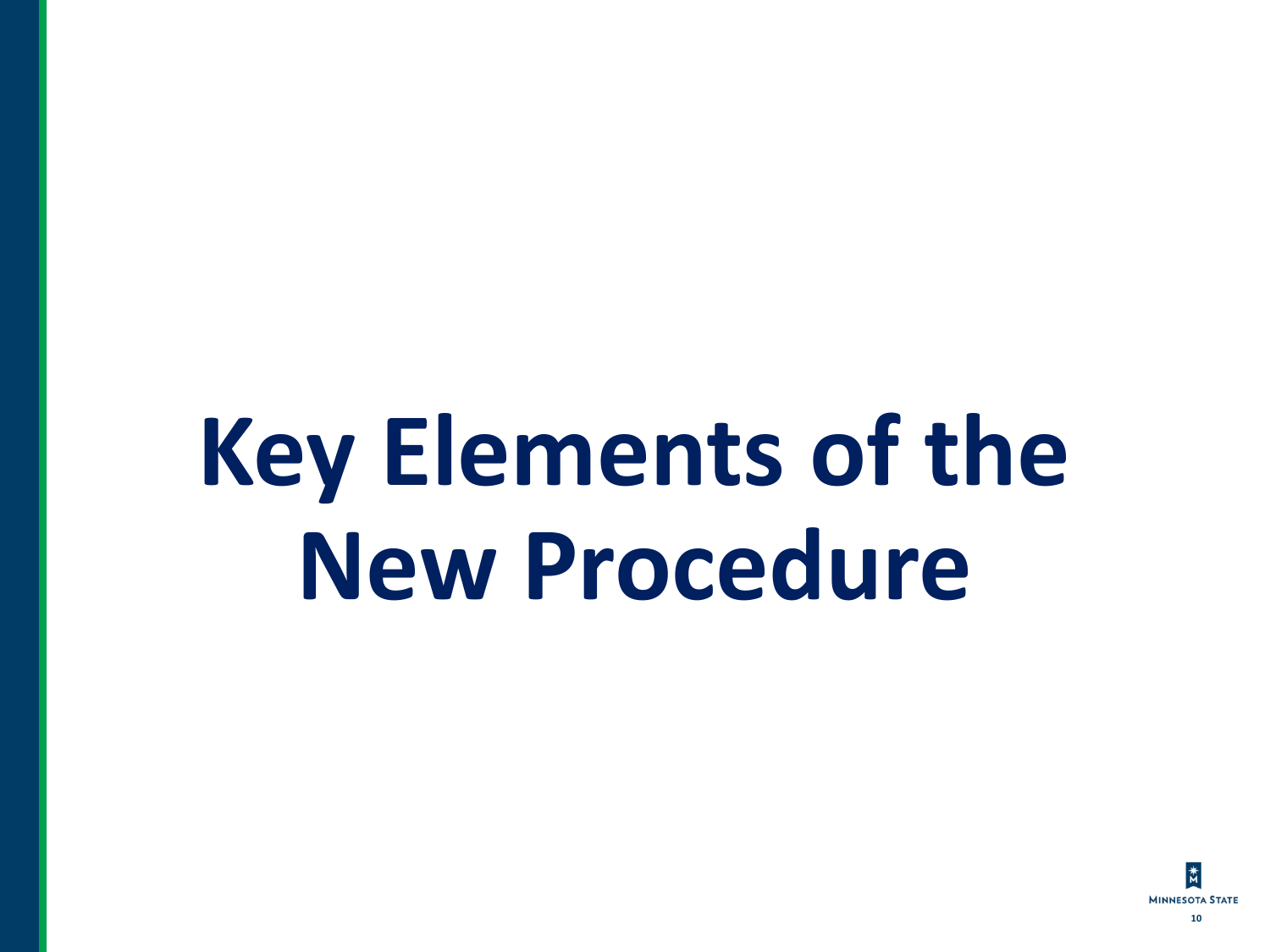# Key Elements of the New Procedure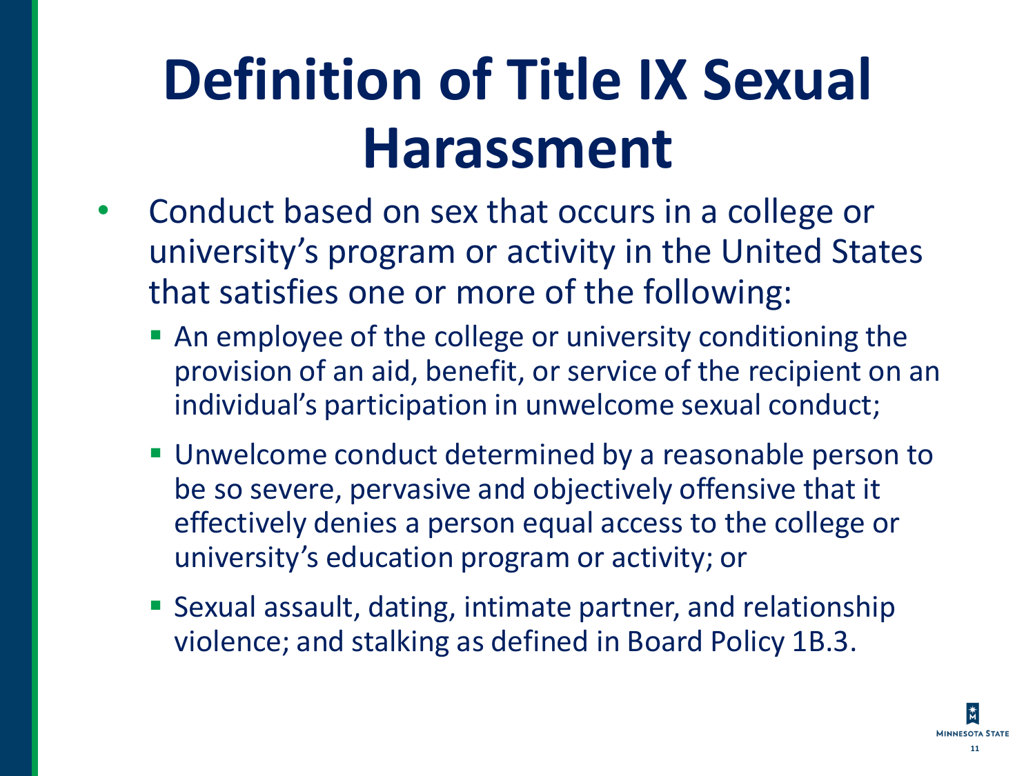# Definition of Title IX Sexual Harassment

- Conduct based on sex that occurs in a college or university's program or activity in the United States that satisfies one or more of the following:
  - An employee of the college or university conditioning the provision of an aid, benefit, or service of the recipient on an individual's participation in unwelcome sexual conduct;
  - Unwelcome conduct determined by a reasonable person to be so severe, pervasive and objectively offensive that it effectively denies a person equal access to the college or university's education program or activity; or
  - Sexual assault, dating, intimate partner, and relationship violence; and stalking as defined in Board Policy 1B.3.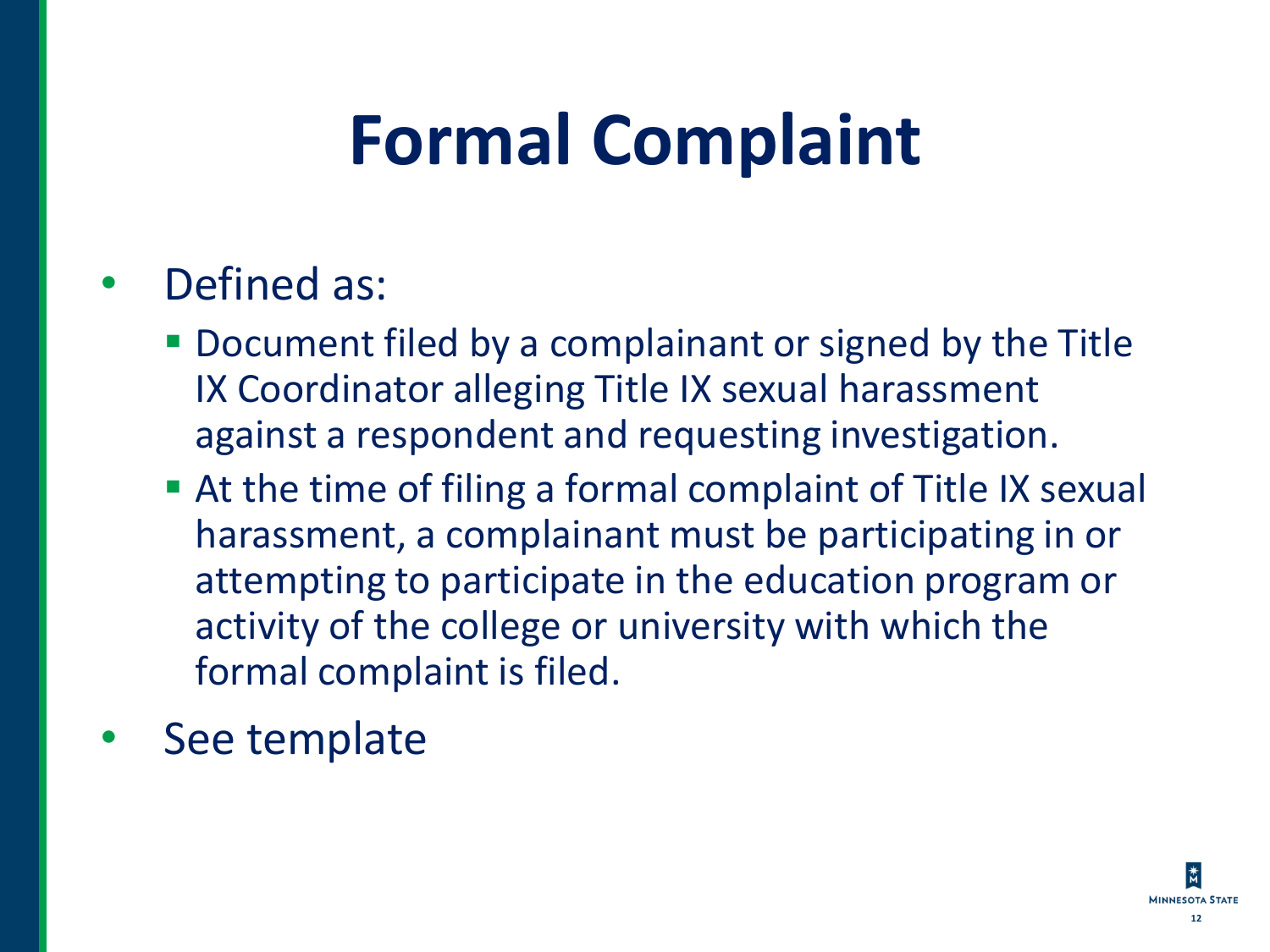# Formal Complaint

- Defined as:
  - Document filed by a complainant or signed by the Title IX Coordinator alleging Title IX sexual harassment against a respondent and requesting investigation.
  - At the time of filing a formal complaint of Title IX sexual harassment, a complainant must be participating in or attempting to participate in the education program or activity of the college or university with which the formal complaint is filed.
- See template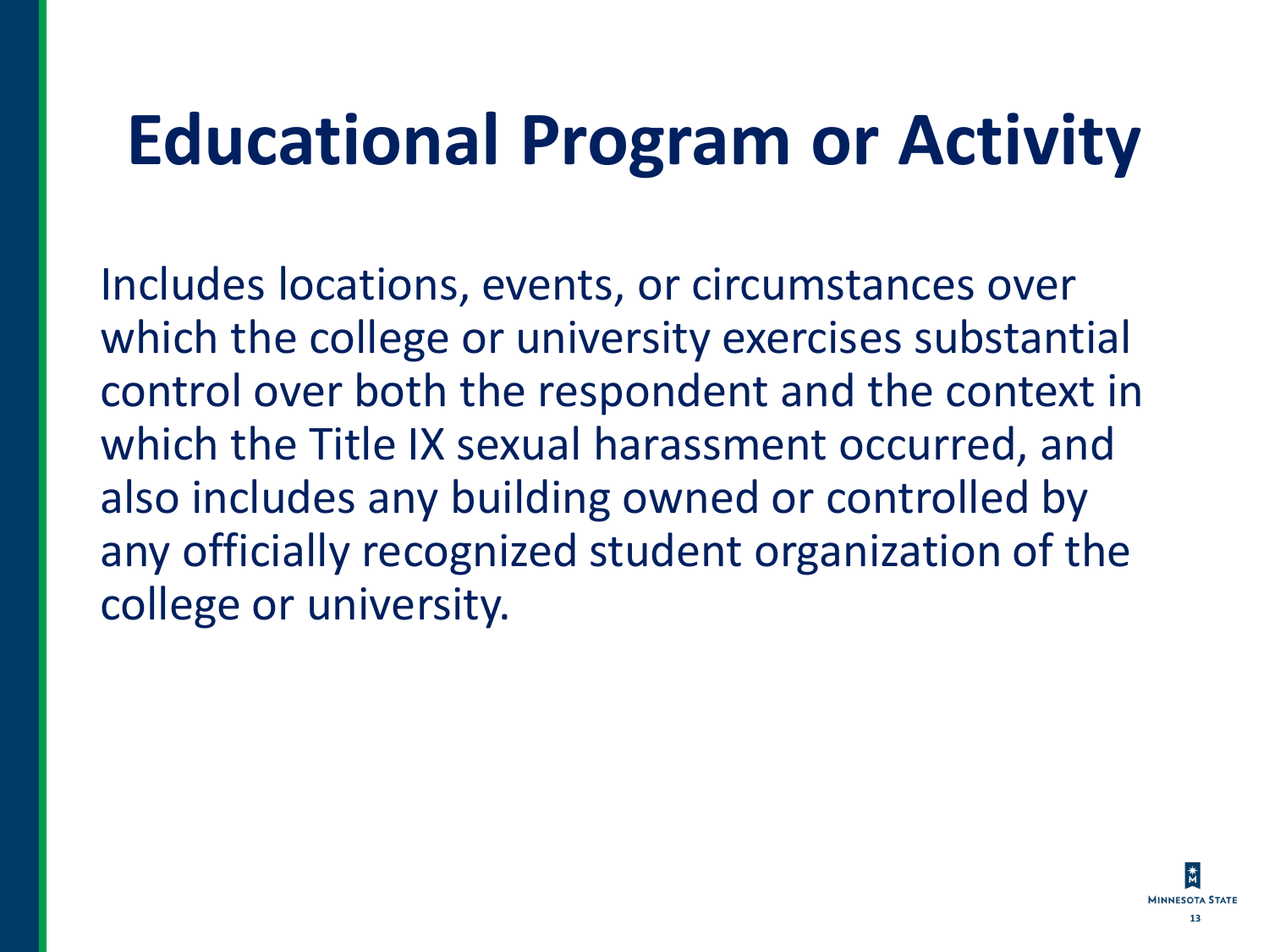# Educational Program or Activity

Includes locations, events, or circumstances over which the college or university exercises substantial control over both the respondent and the context in which the Title IX sexual harassment occurred, and also includes any building owned or controlled by any officially recognized student organization of the college or university.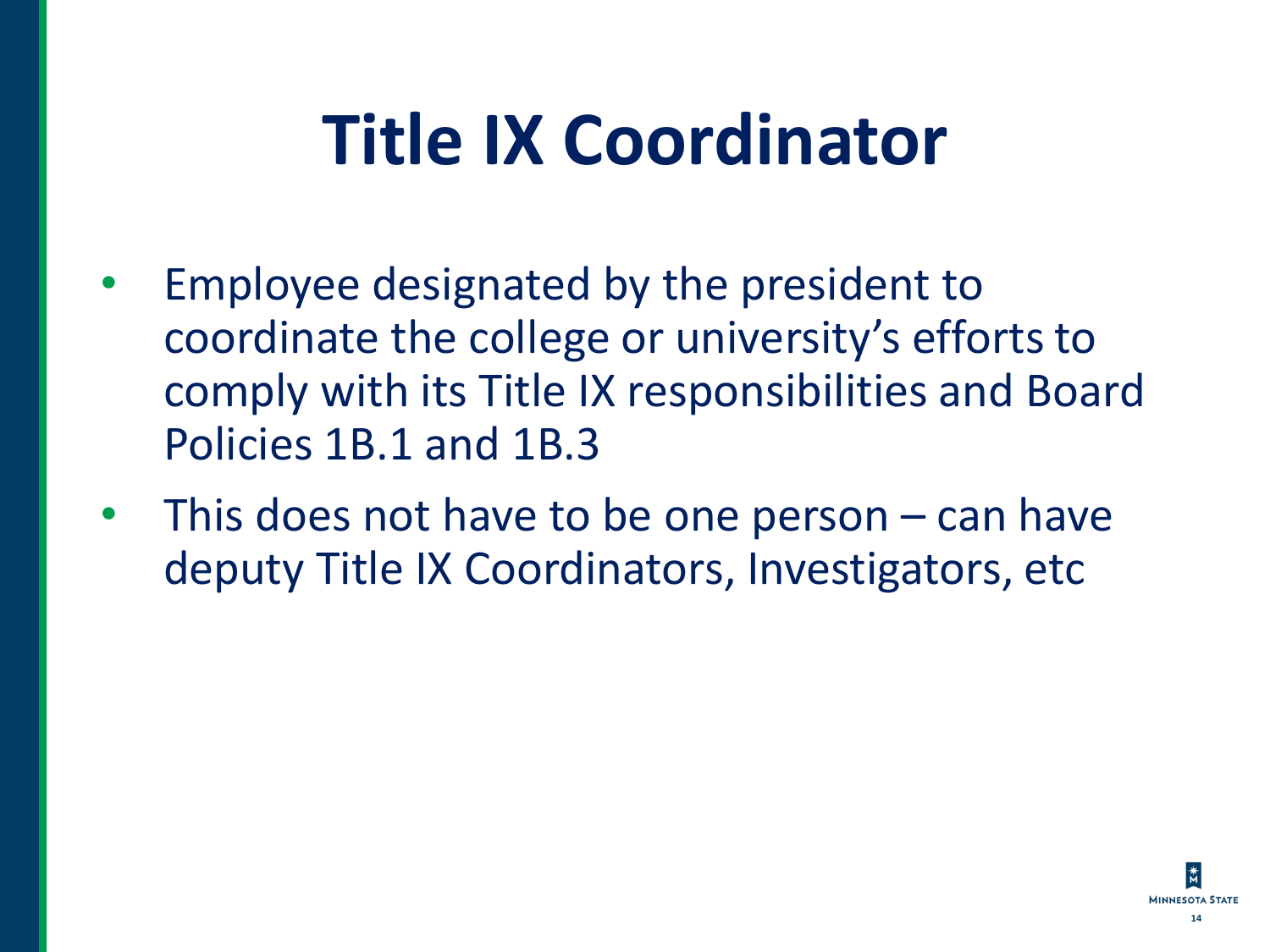# Title IX Coordinator

- Employee designated by the president to coordinate the college or university's efforts to comply with its Title IX responsibilities and Board Policies 1B.1 and 1B.3
- This does not have to be one person – can have deputy Title IX Coordinators, Investigators, etc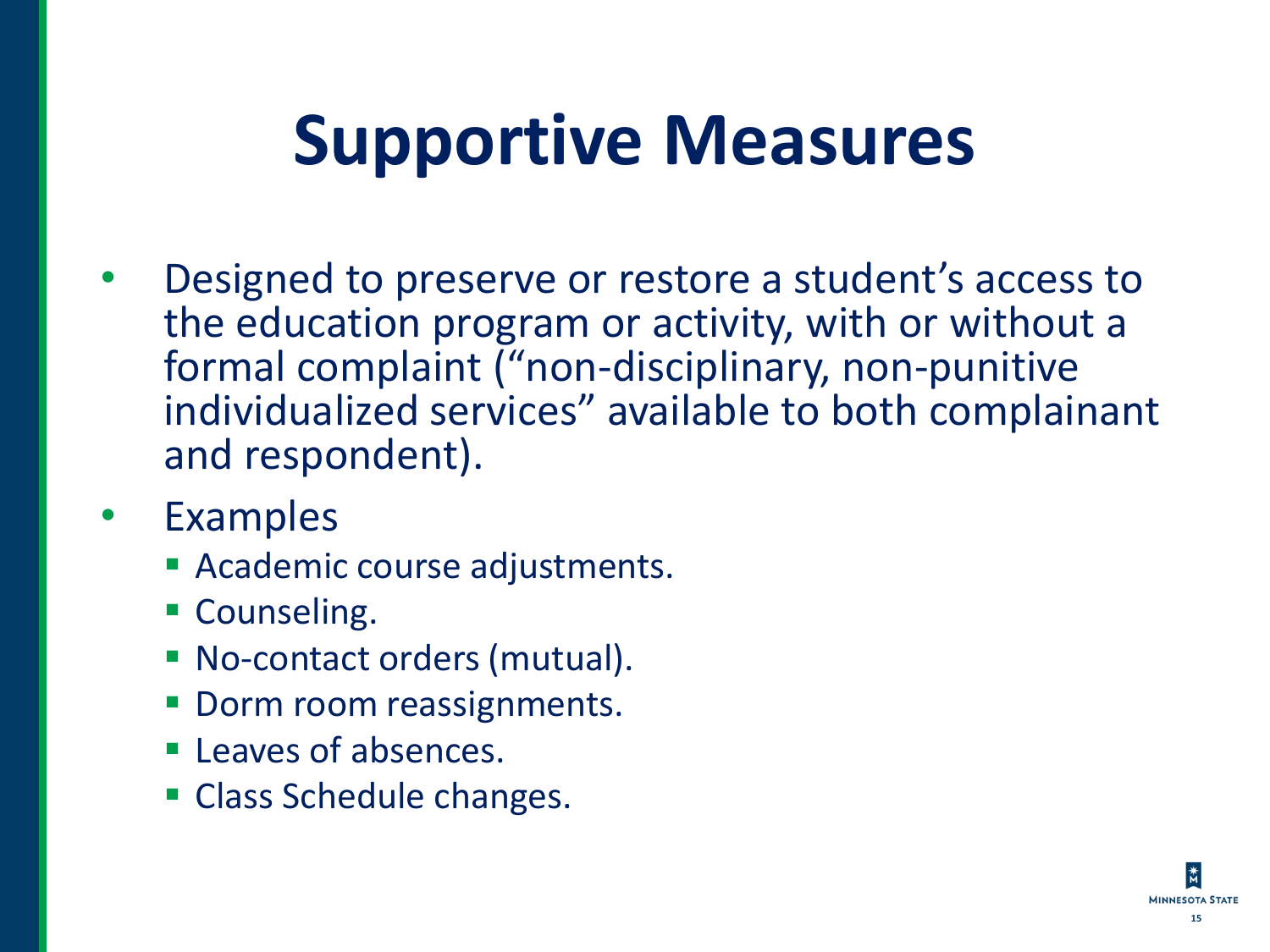# Supportive Measures

- Designed to preserve or restore a student's access to the education program or activity, with or without a formal complaint ("non-disciplinary, non-punitive individualized services" available to both complainant and respondent).
- Examples
  - Academic course adjustments.
  - Counseling.
  - No-contact orders (mutual).
  - Dorm room reassignments.
  - Leaves of absences.
  - Class Schedule changes.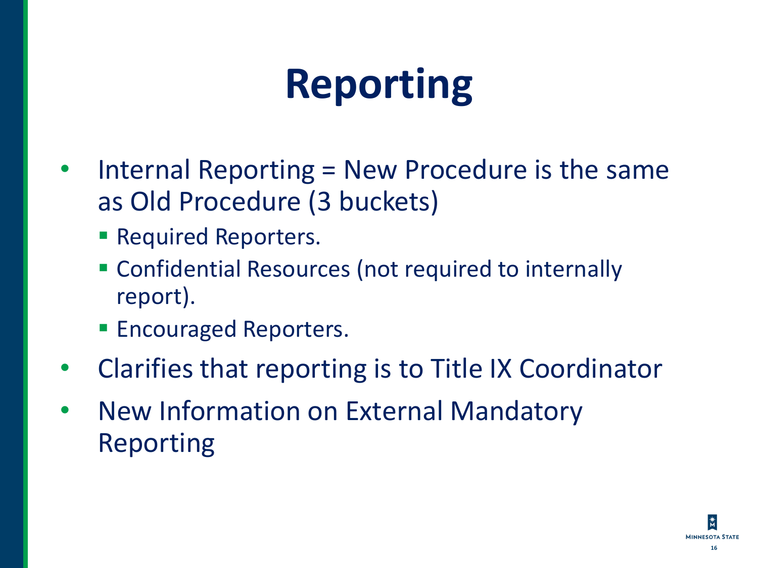# Reporting

- Internal Reporting = New Procedure is the same as Old Procedure (3 buckets)
  - Required Reporters.
  - Confidential Resources (not required to internally report).
  - Encouraged Reporters.
- Clarifies that reporting is to Title IX Coordinator
- New Information on External Mandatory Reporting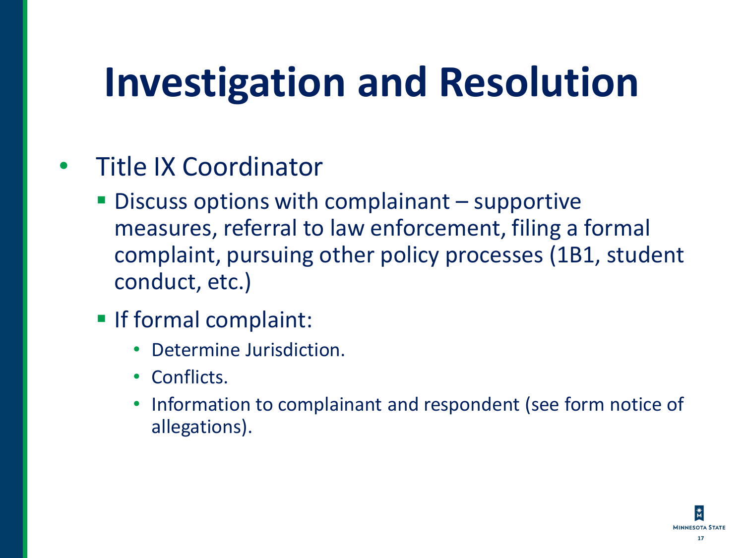# Investigation and Resolution

- Title IX Coordinator
  - Discuss options with complainant – supportive measures, referral to law enforcement, filing a formal complaint, pursuing other policy processes (1B1, student conduct, etc.)
  - If formal complaint:
    - Determine Jurisdiction.
    - Conflicts.
    - Information to complainant and respondent (see form notice of allegations).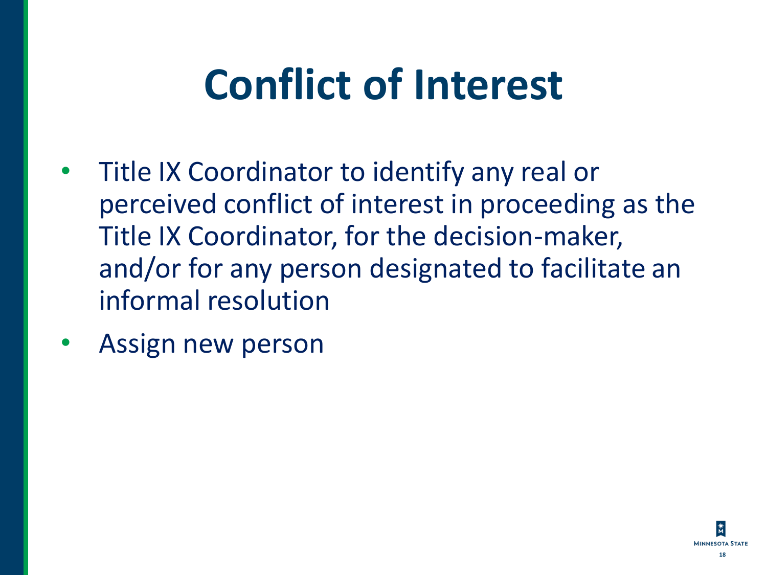# Conflict of Interest

- Title IX Coordinator to identify any real or perceived conflict of interest in proceeding as the Title IX Coordinator, for the decision-maker, and/or for any person designated to facilitate an informal resolution
- Assign new person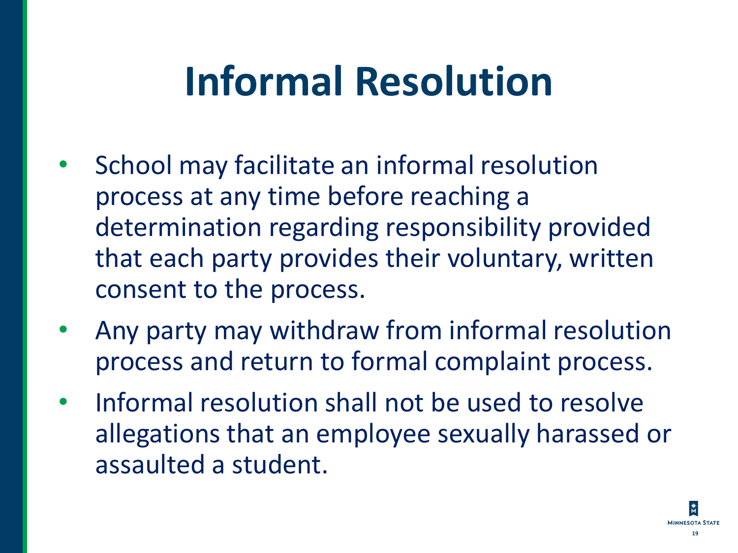# Informal Resolution

- School may facilitate an informal resolution process at any time before reaching a determination regarding responsibility provided that each party provides their voluntary, written consent to the process.
- Any party may withdraw from informal resolution process and return to formal complaint process.
- Informal resolution shall not be used to resolve allegations that an employee sexually harassed or assaulted a student.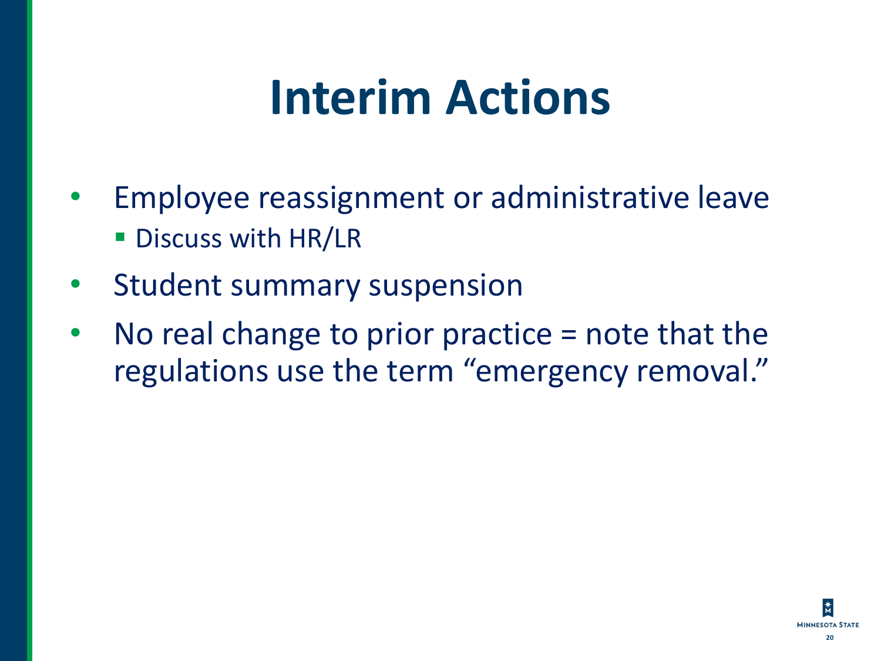# Interim Actions

- Employee reassignment or administrative leave
  - Discuss with HR/LR
- Student summary suspension
- No real change to prior practice = note that the regulations use the term "emergency removal."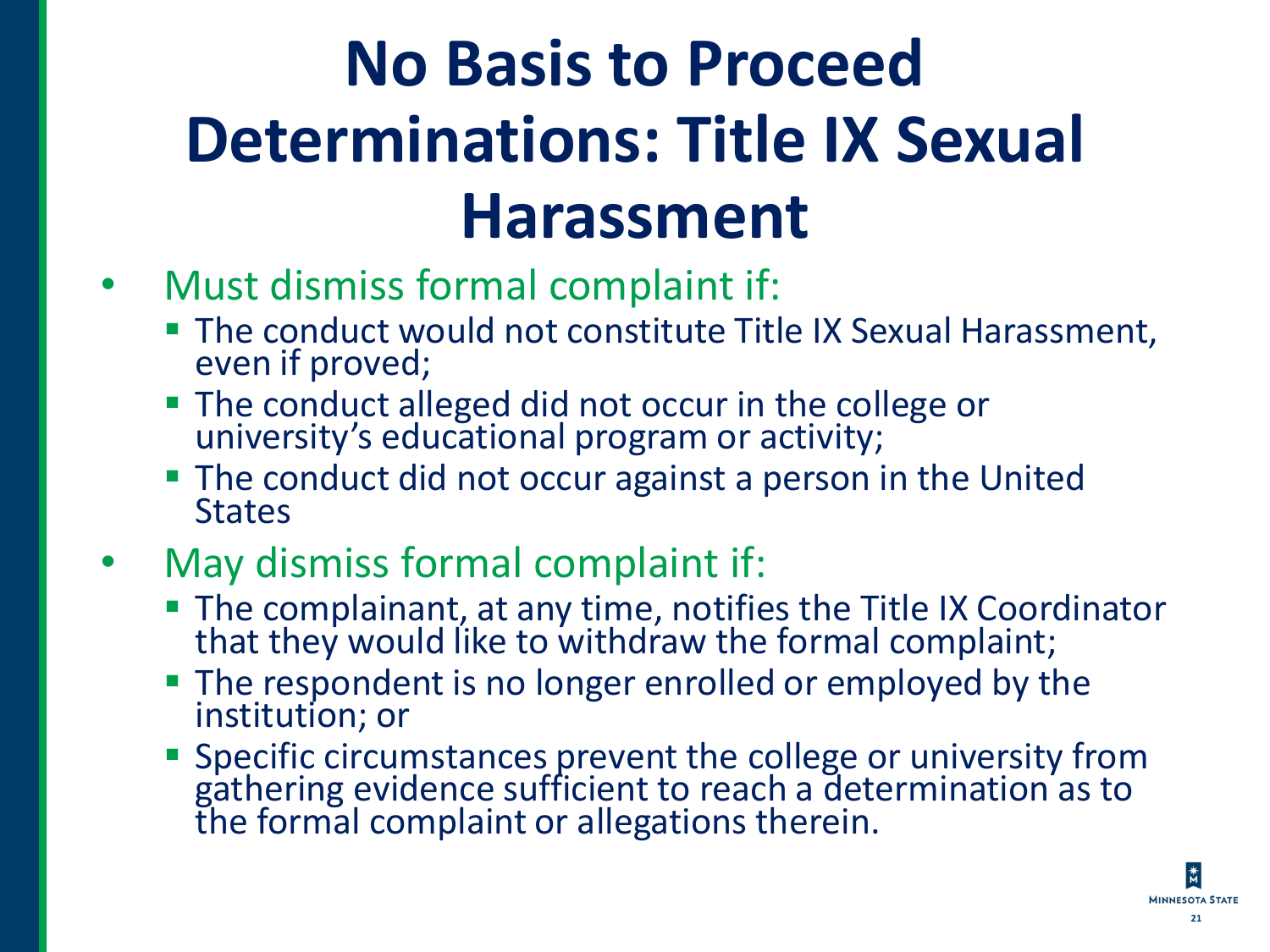# No Basis to Proceed Determinations: Title IX Sexual Harassment

- Must dismiss formal complaint if:
  - The conduct would not constitute Title IX Sexual Harassment, even if proved;
  - The conduct alleged did not occur in the college or university's educational program or activity;
  - The conduct did not occur against a person in the United States
- May dismiss formal complaint if:
  - The complainant, at any time, notifies the Title IX Coordinator that they would like to withdraw the formal complaint;
  - The respondent is no longer enrolled or employed by the institution; or
  - Specific circumstances prevent the college or university from gathering evidence sufficient to reach a determination as to the formal complaint or allegations therein.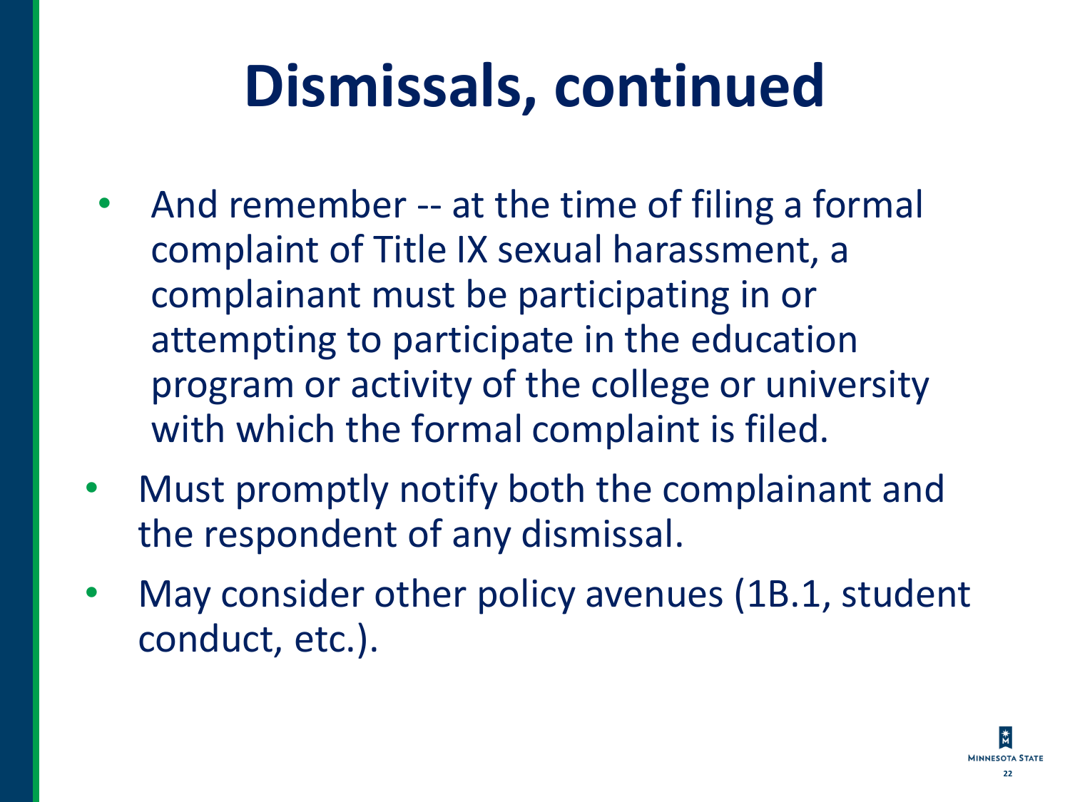# Dismissals, continued

- And remember -- at the time of filing a formal complaint of Title IX sexual harassment, a complainant must be participating in or attempting to participate in the education program or activity of the college or university with which the formal complaint is filed.
- Must promptly notify both the complainant and the respondent of any dismissal.
- May consider other policy avenues (1B.1, student conduct, etc.).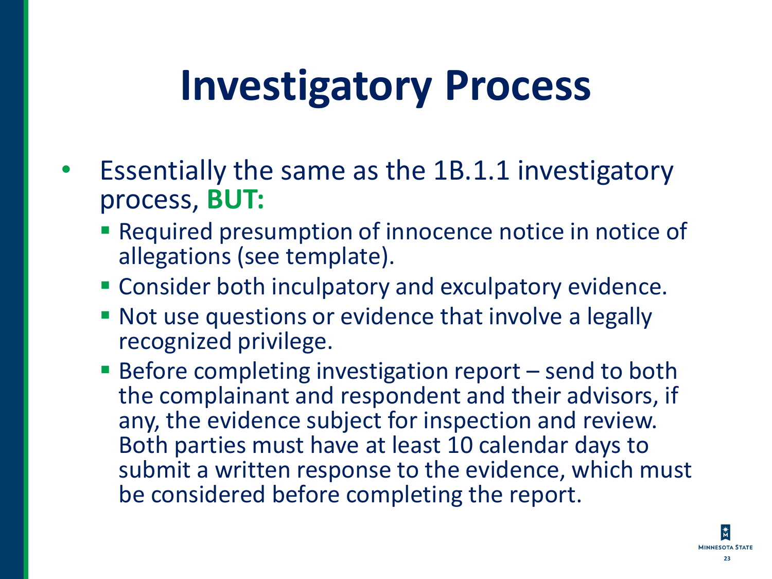# Investigatory Process

- Essentially the same as the 1B.1.1 investigatory process, **BUT:**
  - Required presumption of innocence notice in notice of allegations (see template).
  - Consider both inculpatory and exculpatory evidence.
  - Not use questions or evidence that involve a legally recognized privilege.
  - Before completing investigation report – send to both the complainant and respondent and their advisors, if any, the evidence subject for inspection and review. Both parties must have at least 10 calendar days to submit a written response to the evidence, which must be considered before completing the report.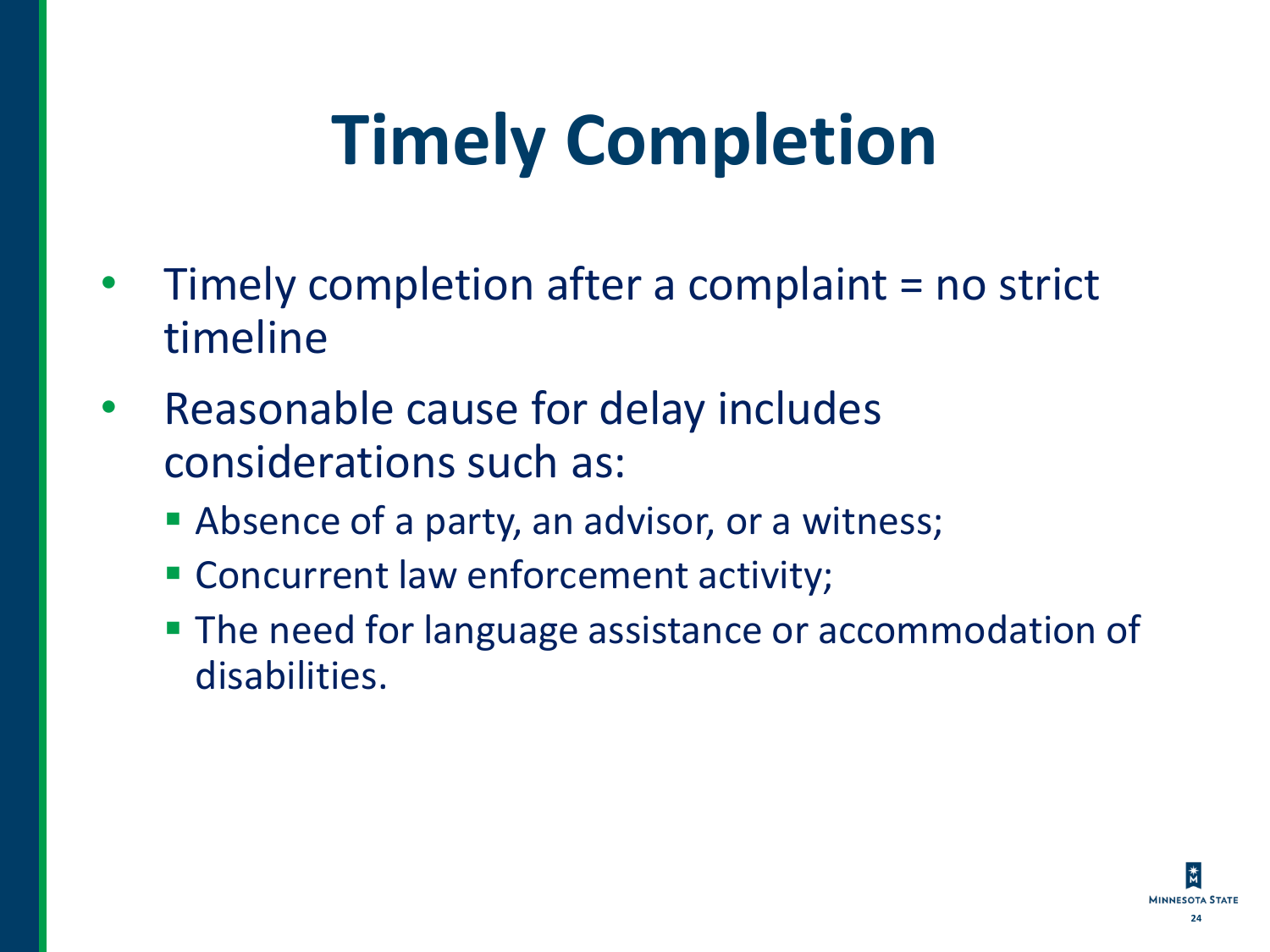# Timely Completion

- Timely completion after a complaint = no strict timeline
- Reasonable cause for delay includes considerations such as:
  - Absence of a party, an advisor, or a witness;
  - Concurrent law enforcement activity;
  - The need for language assistance or accommodation of disabilities.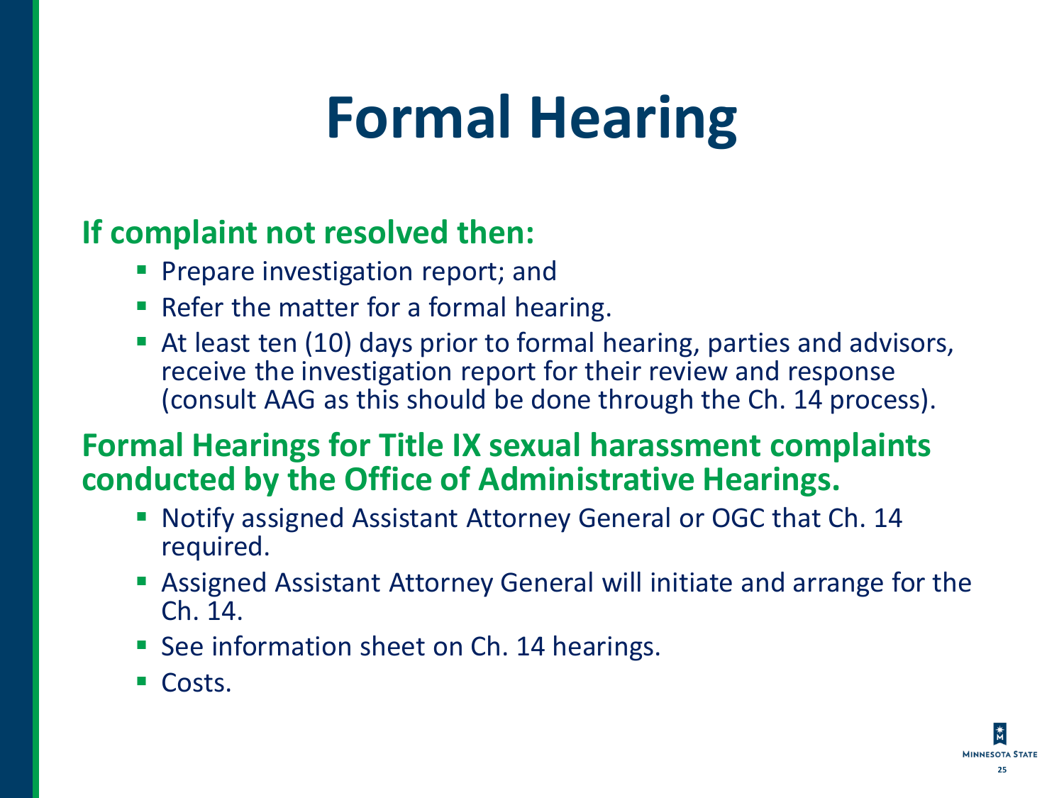# Formal Hearing

**If complaint not resolved then:**

- Prepare investigation report; and
- Refer the matter for a formal hearing.
- At least ten (10) days prior to formal hearing, parties and advisors, receive the investigation report for their review and response (consult AAG as this should be done through the Ch. 14 process).

**Formal Hearings for Title IX sexual harassment complaints conducted by the Office of Administrative Hearings.**

- Notify assigned Assistant Attorney General or OGC that Ch. 14 required.
- Assigned Assistant Attorney General will initiate and arrange for the Ch. 14.
- See information sheet on Ch. 14 hearings.
- Costs.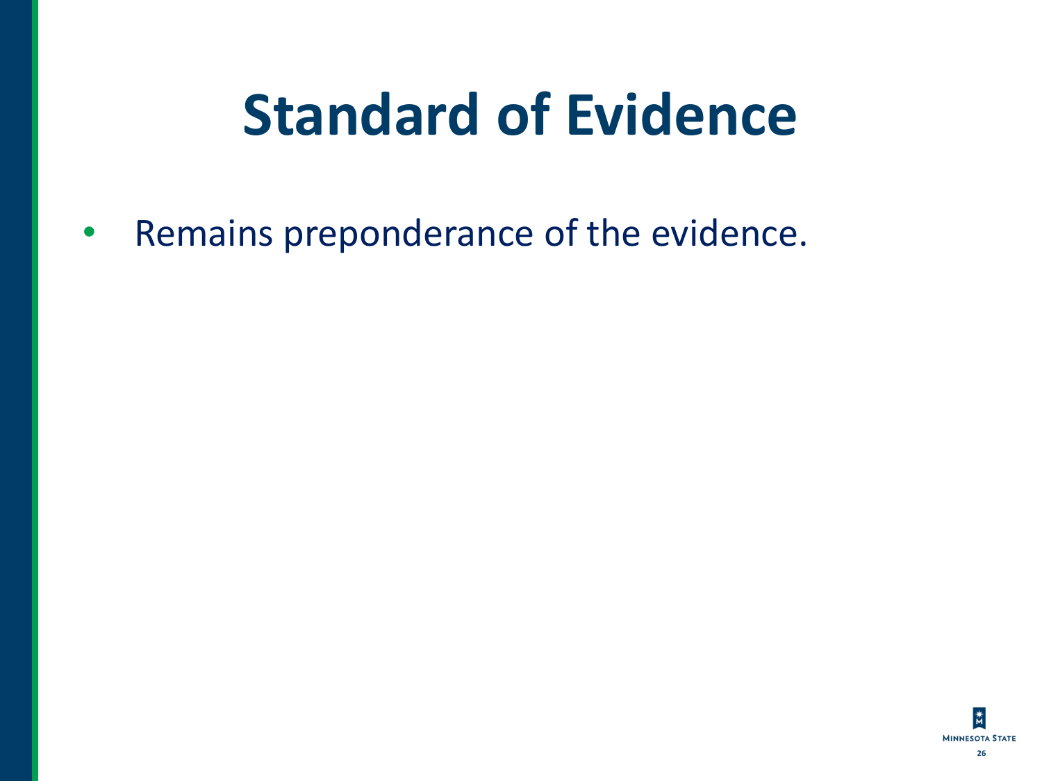# Standard of Evidence

- Remains preponderance of the evidence.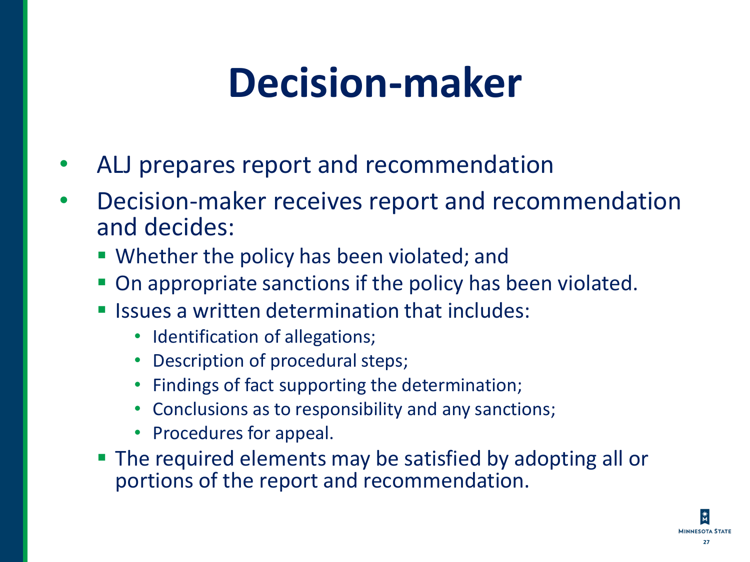# Decision-maker

- ALJ prepares report and recommendation
- Decision-maker receives report and recommendation and decides:
  - Whether the policy has been violated; and
  - On appropriate sanctions if the policy has been violated.
  - Issues a written determination that includes:
    - Identification of allegations;
    - Description of procedural steps;
    - Findings of fact supporting the determination;
    - Conclusions as to responsibility and any sanctions;
    - Procedures for appeal.
  - The required elements may be satisfied by adopting all or portions of the report and recommendation.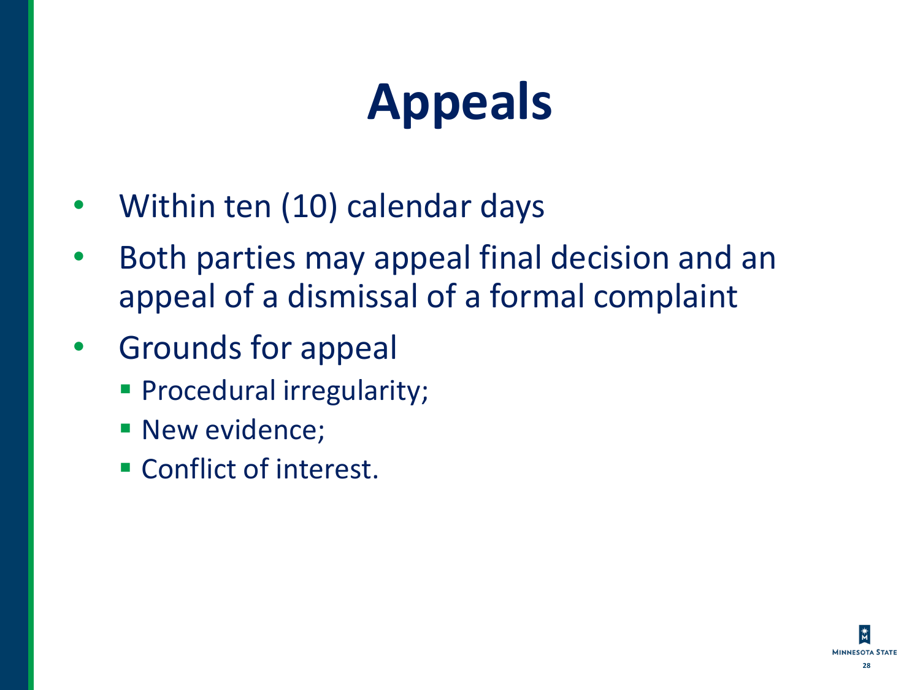# Appeals

- Within ten (10) calendar days
- Both parties may appeal final decision and an appeal of a dismissal of a formal complaint
- Grounds for appeal
  - Procedural irregularity;
  - New evidence;
  - Conflict of interest.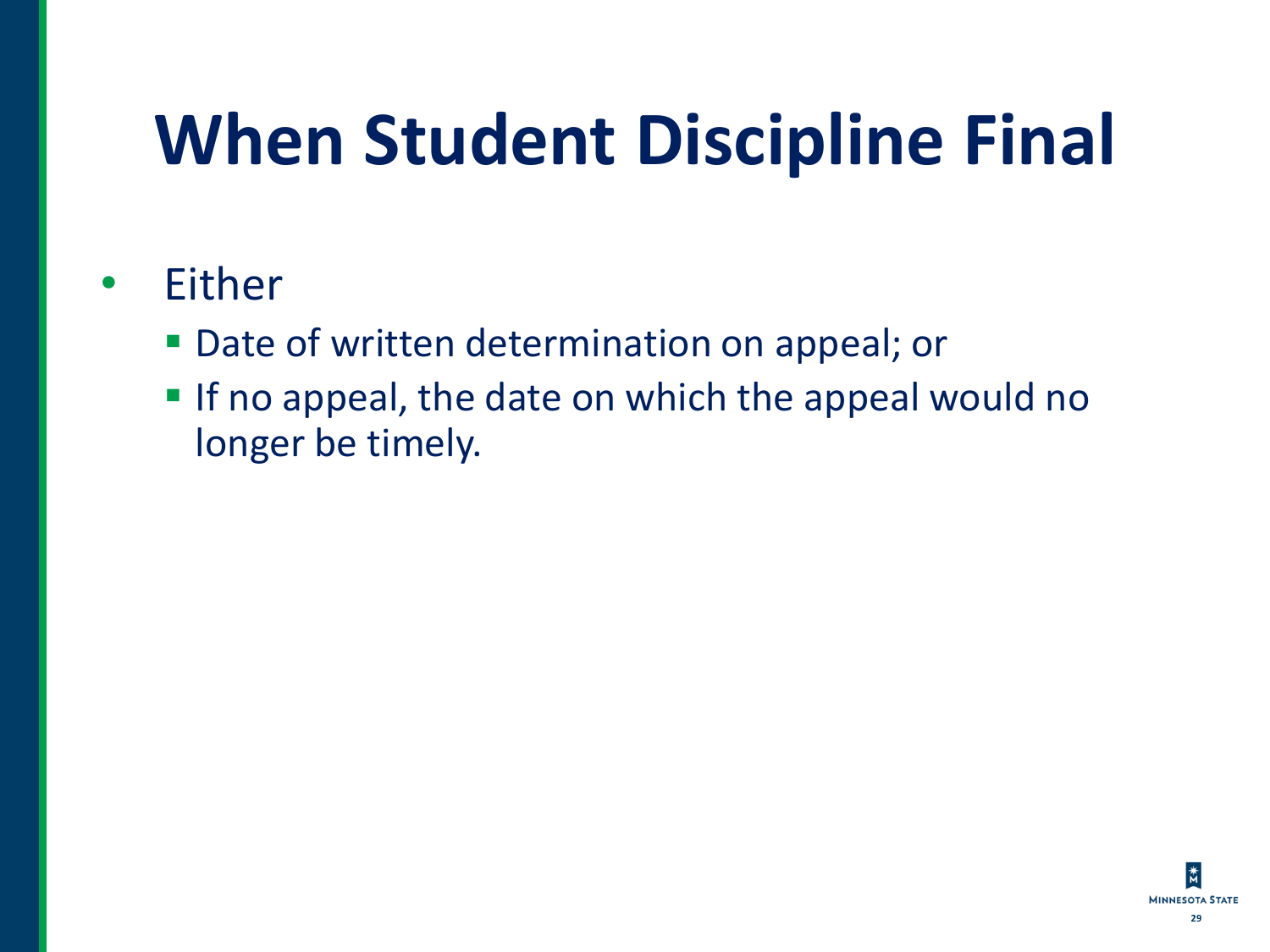# When Student Discipline Final

- Either
  - Date of written determination on appeal; or
  - If no appeal, the date on which the appeal would no longer be timely.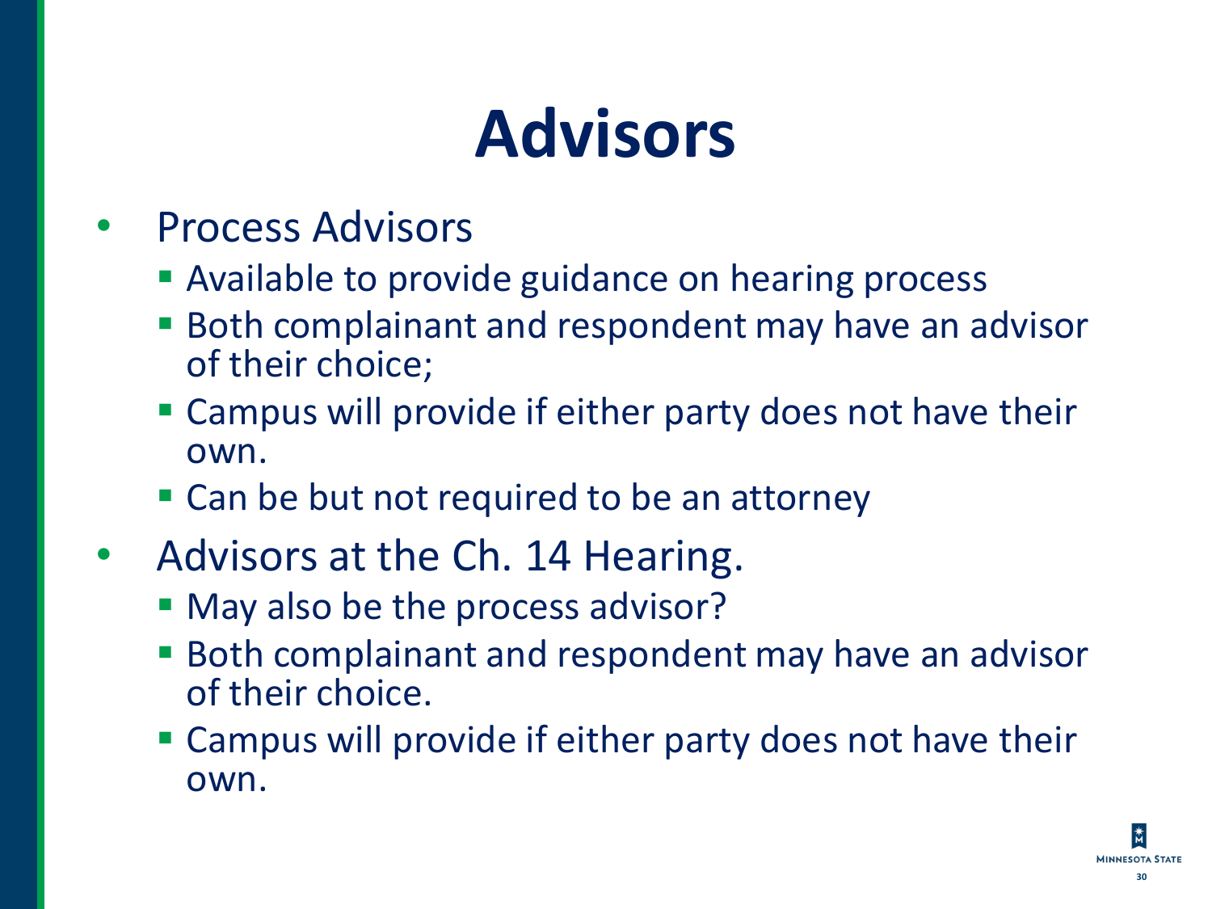# Advisors

- Process Advisors
  - Available to provide guidance on hearing process
  - Both complainant and respondent may have an advisor of their choice;
  - Campus will provide if either party does not have their own.
  - Can be but not required to be an attorney
- Advisors at the Ch. 14 Hearing.
  - May also be the process advisor?
  - Both complainant and respondent may have an advisor of their choice.
  - Campus will provide if either party does not have their own.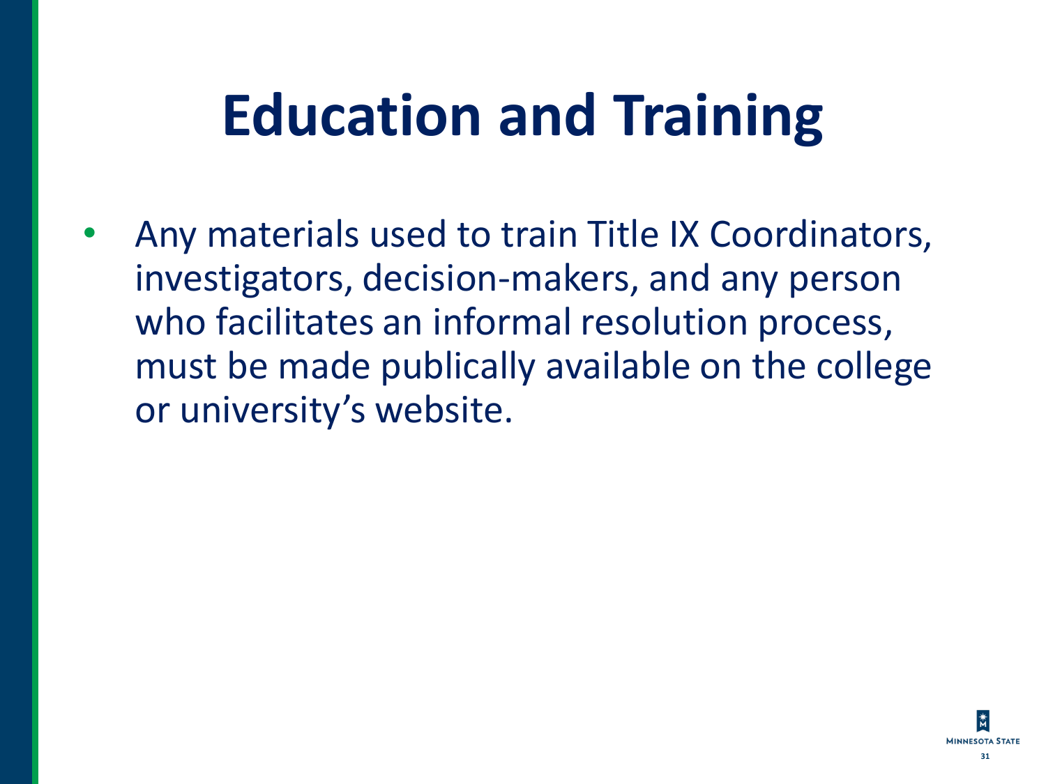# Education and Training

- Any materials used to train Title IX Coordinators, investigators, decision-makers, and any person who facilitates an informal resolution process, must be made publically available on the college or university's website.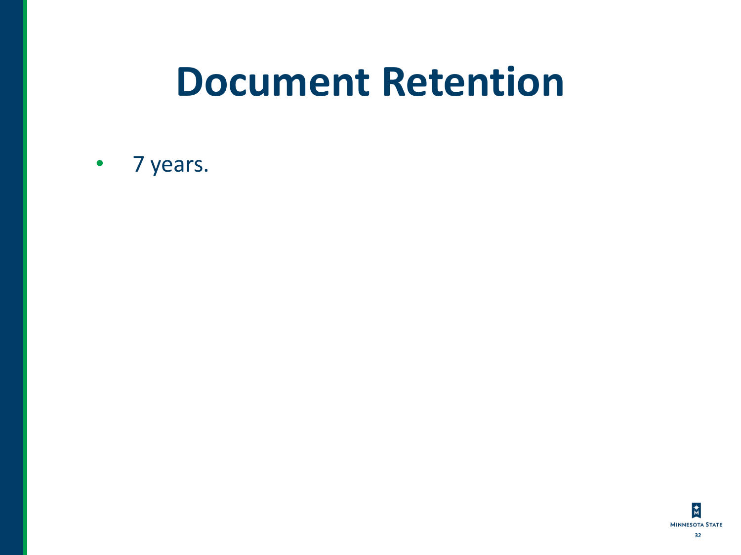# Document Retention

- 7 years.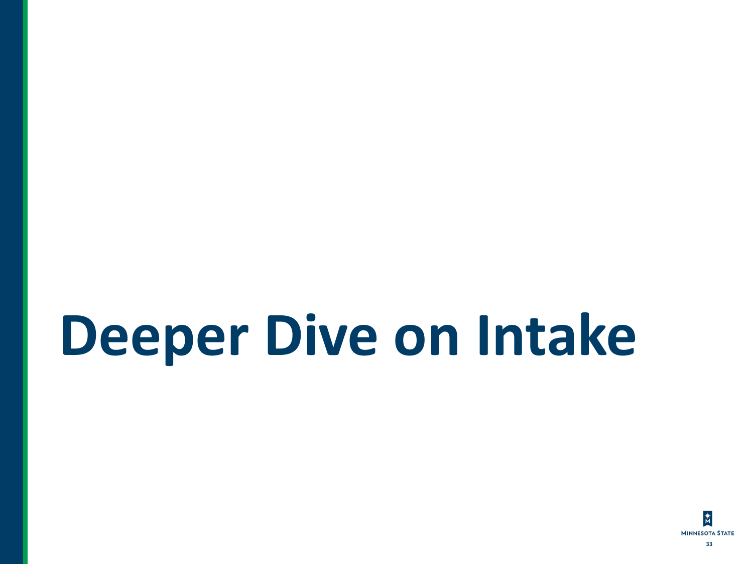# Deeper Dive on Intake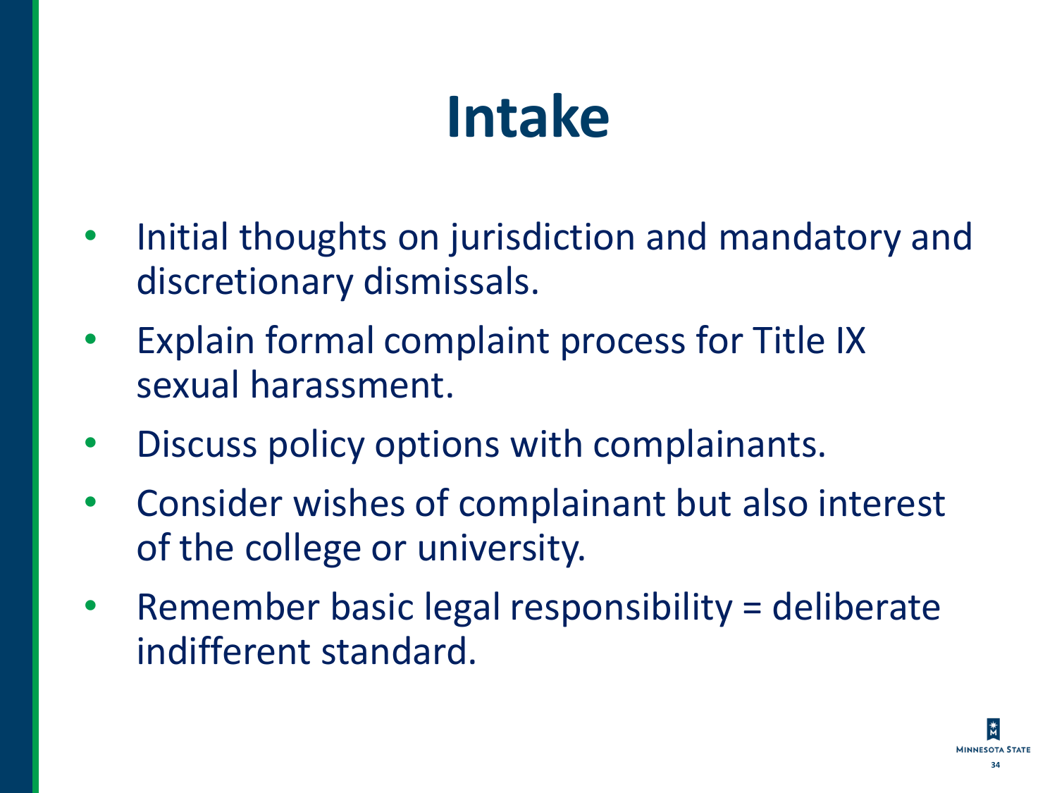# Intake

- Initial thoughts on jurisdiction and mandatory and discretionary dismissals.
- Explain formal complaint process for Title IX sexual harassment.
- Discuss policy options with complainants.
- Consider wishes of complainant but also interest of the college or university.
- Remember basic legal responsibility = deliberate indifferent standard.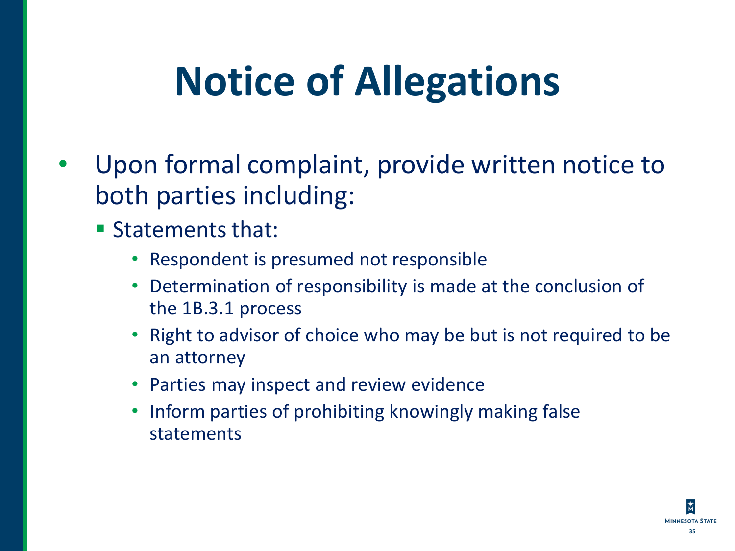# Notice of Allegations

- Upon formal complaint, provide written notice to both parties including:
  - Statements that:
    - Respondent is presumed not responsible
    - Determination of responsibility is made at the conclusion of the 1B.3.1 process
    - Right to advisor of choice who may be but is not required to be an attorney
    - Parties may inspect and review evidence
    - Inform parties of prohibiting knowingly making false statements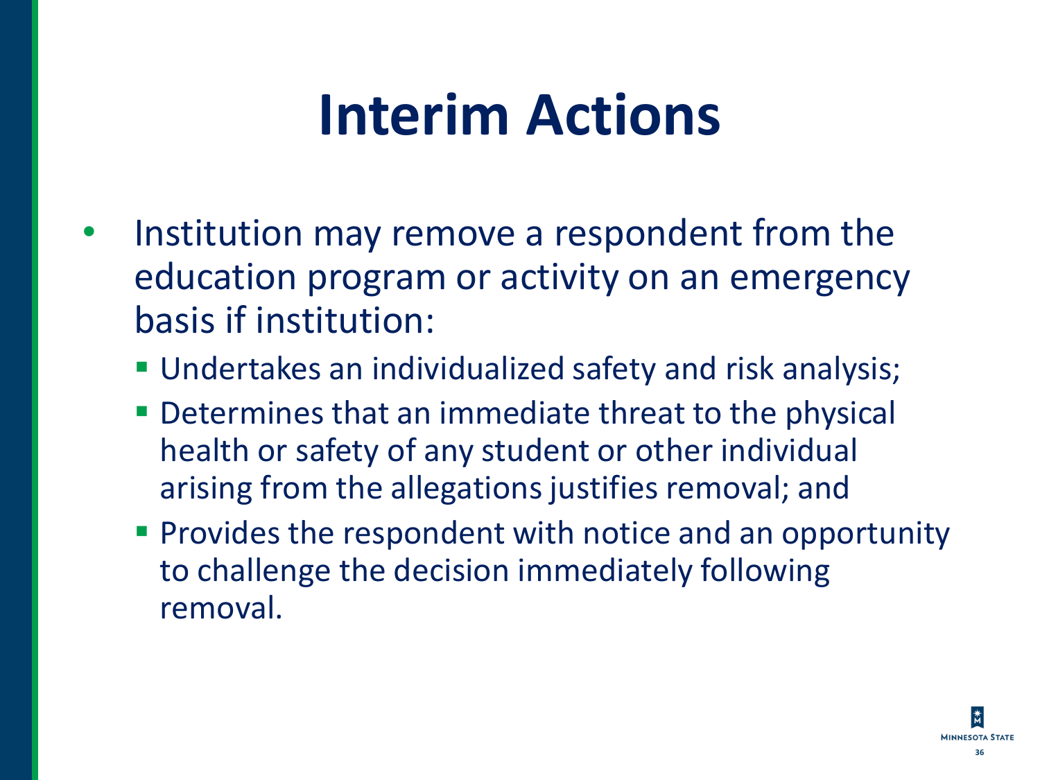# Interim Actions

- Institution may remove a respondent from the education program or activity on an emergency basis if institution:
  - Undertakes an individualized safety and risk analysis;
  - Determines that an immediate threat to the physical health or safety of any student or other individual arising from the allegations justifies removal; and
  - Provides the respondent with notice and an opportunity to challenge the decision immediately following removal.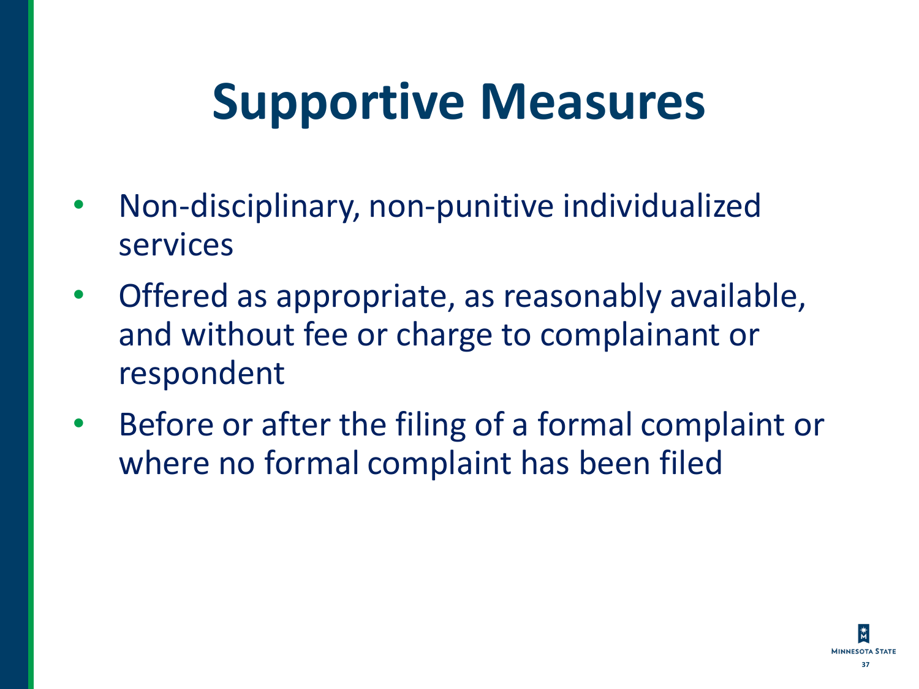# Supportive Measures

- Non-disciplinary, non-punitive individualized services
- Offered as appropriate, as reasonably available, and without fee or charge to complainant or respondent
- Before or after the filing of a formal complaint or where no formal complaint has been filed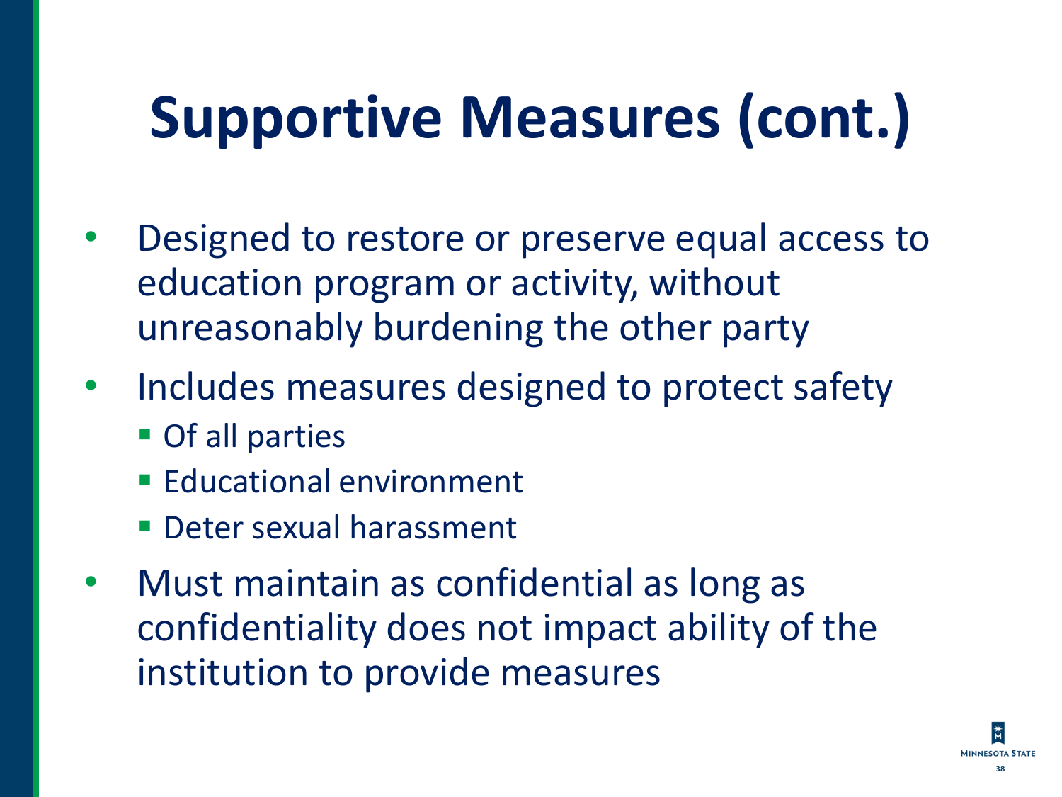# Supportive Measures (cont.)

- Designed to restore or preserve equal access to education program or activity, without unreasonably burdening the other party
- Includes measures designed to protect safety
  - Of all parties
  - Educational environment
  - Deter sexual harassment
- Must maintain as confidential as long as confidentiality does not impact ability of the institution to provide measures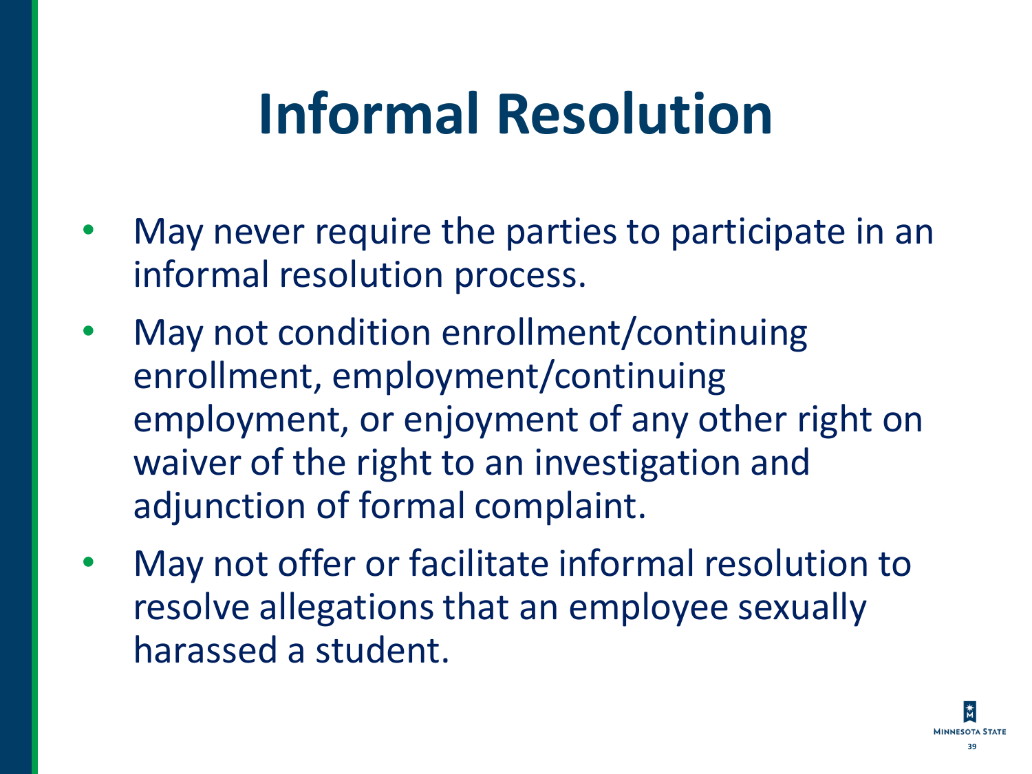# Informal Resolution

- May never require the parties to participate in an informal resolution process.
- May not condition enrollment/continuing enrollment, employment/continuing employment, or enjoyment of any other right on waiver of the right to an investigation and adjunction of formal complaint.
- May not offer or facilitate informal resolution to resolve allegations that an employee sexually harassed a student.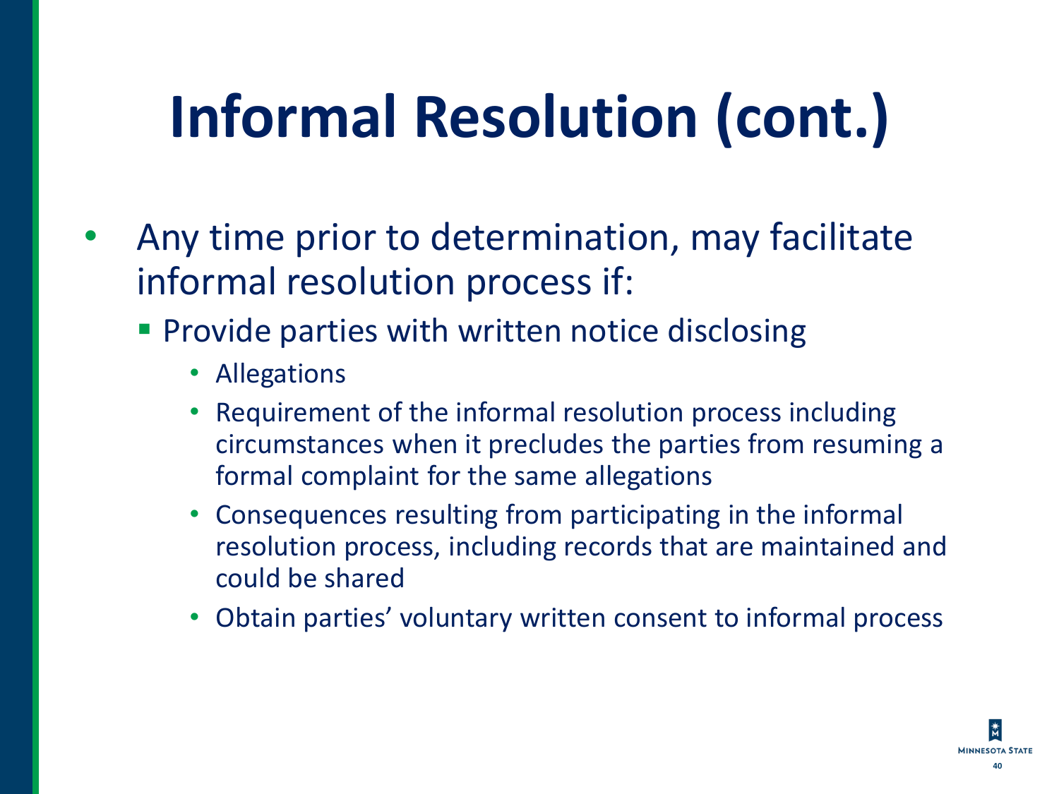# Informal Resolution (cont.)

- Any time prior to determination, may facilitate informal resolution process if:
  - Provide parties with written notice disclosing
    - Allegations
    - Requirement of the informal resolution process including circumstances when it precludes the parties from resuming a formal complaint for the same allegations
    - Consequences resulting from participating in the informal resolution process, including records that are maintained and could be shared
    - Obtain parties' voluntary written consent to informal process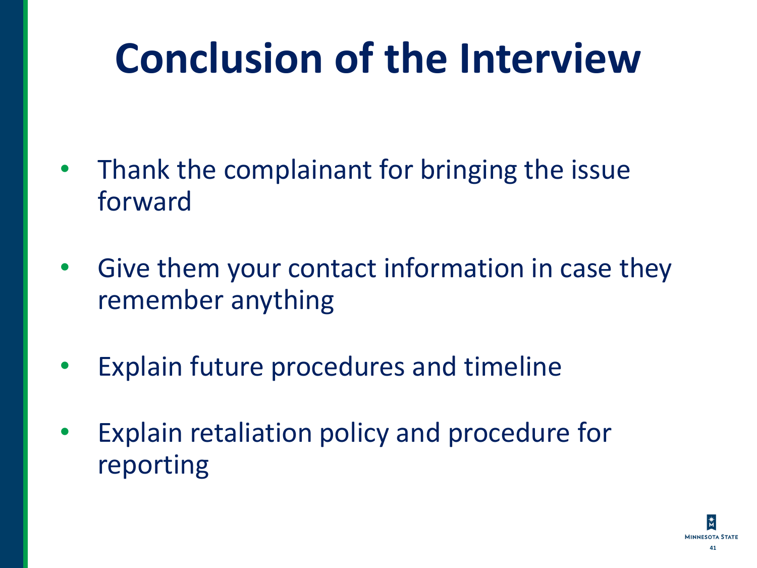# Conclusion of the Interview

- Thank the complainant for bringing the issue forward
- Give them your contact information in case they remember anything
- Explain future procedures and timeline
- Explain retaliation policy and procedure for reporting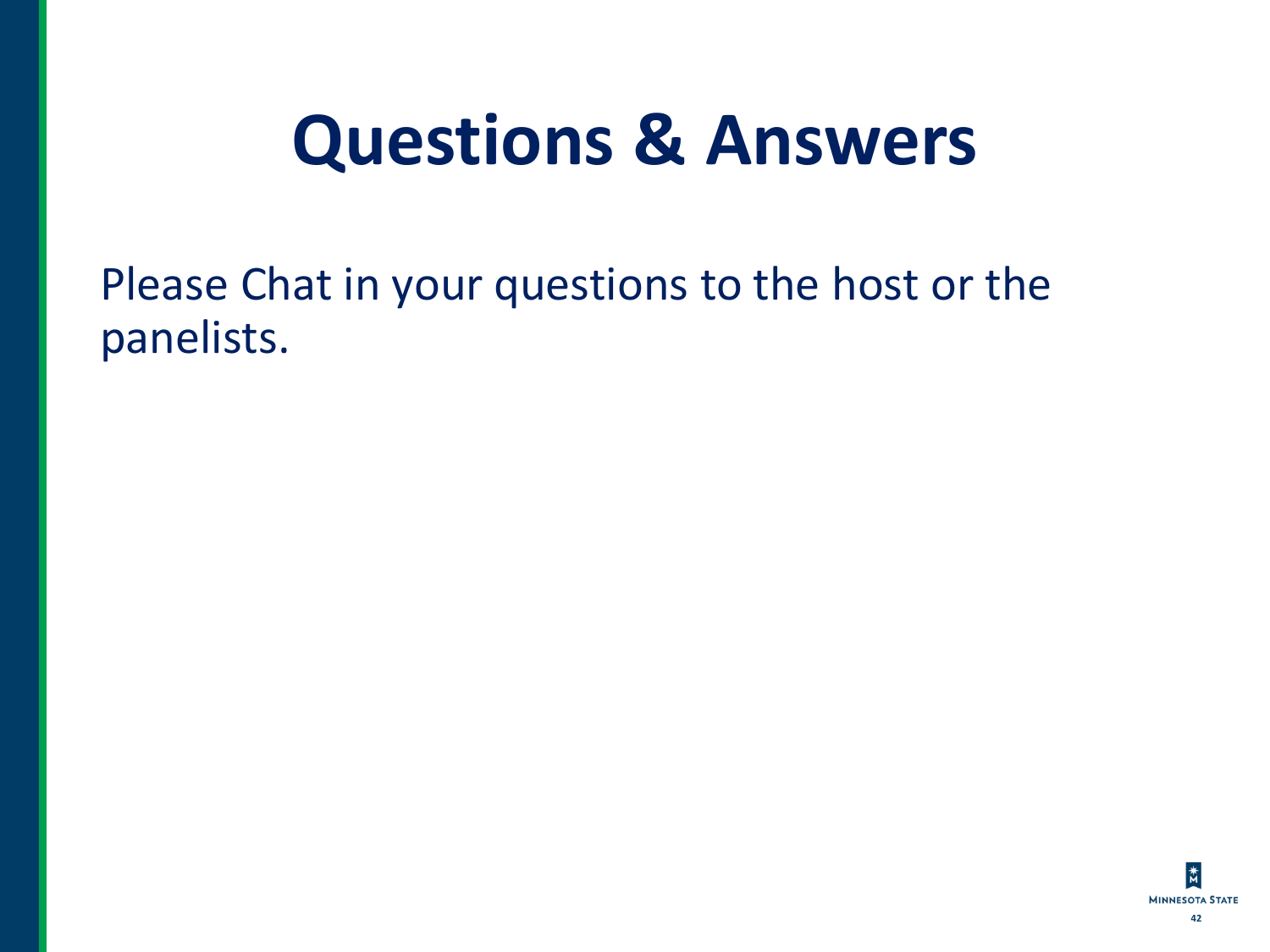# Questions & Answers

Please Chat in your questions to the host or the panelists.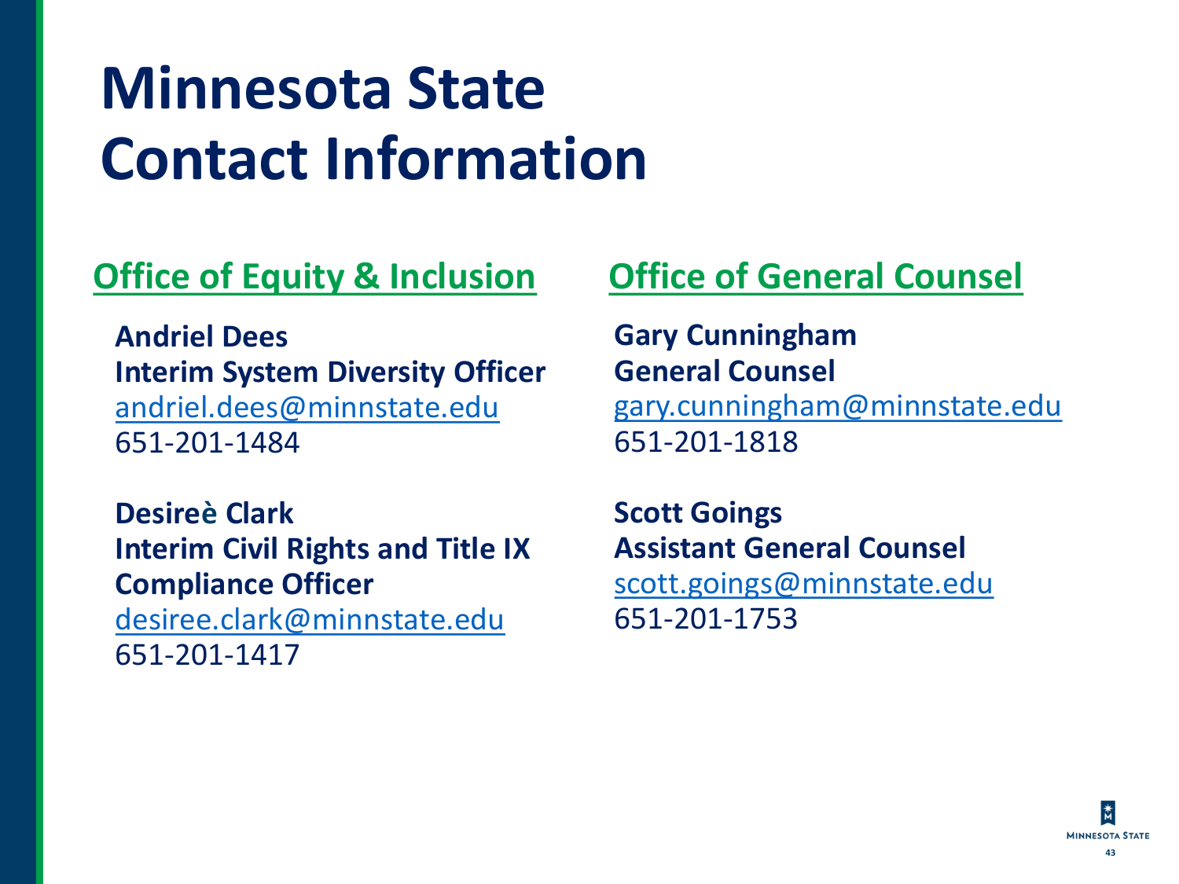# Minnesota State Contact Information

## Office of Equity & Inclusion

**Andriel Dees**
**Interim System Diversity Officer**
andriel.dees@minnstate.edu
651-201-1484

**Desireè Clark**
**Interim Civil Rights and Title IX Compliance Officer**
desiree.clark@minnstate.edu
651-201-1417

## Office of General Counsel

**Gary Cunningham**
**General Counsel**
gary.cunningham@minnstate.edu
651-201-1818

**Scott Goings**
**Assistant General Counsel**
scott.goings@minnstate.edu
651-201-1753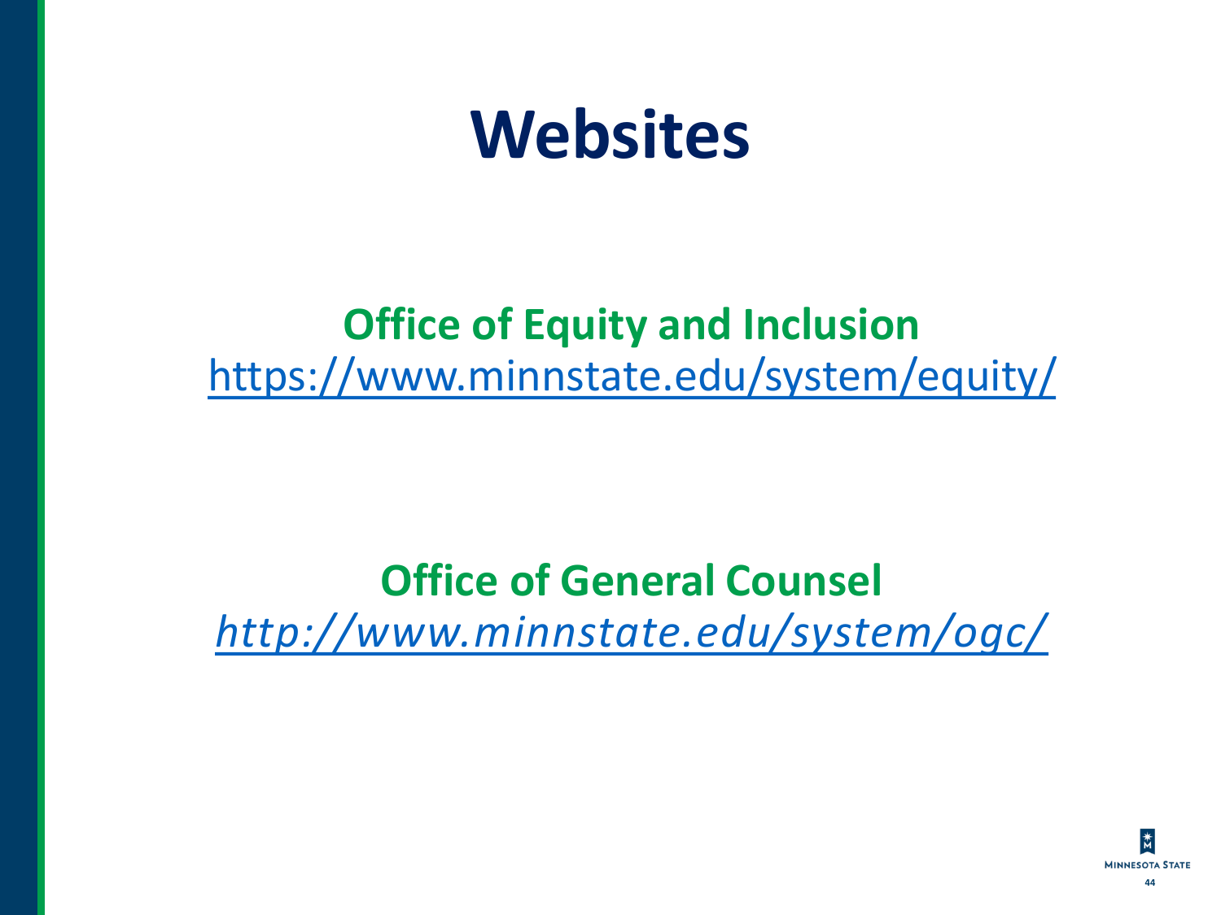# Websites

**Office of Equity and Inclusion**
https://www.minnstate.edu/system/equity/

**Office of General Counsel**
*http://www.minnstate.edu/system/ogc/*